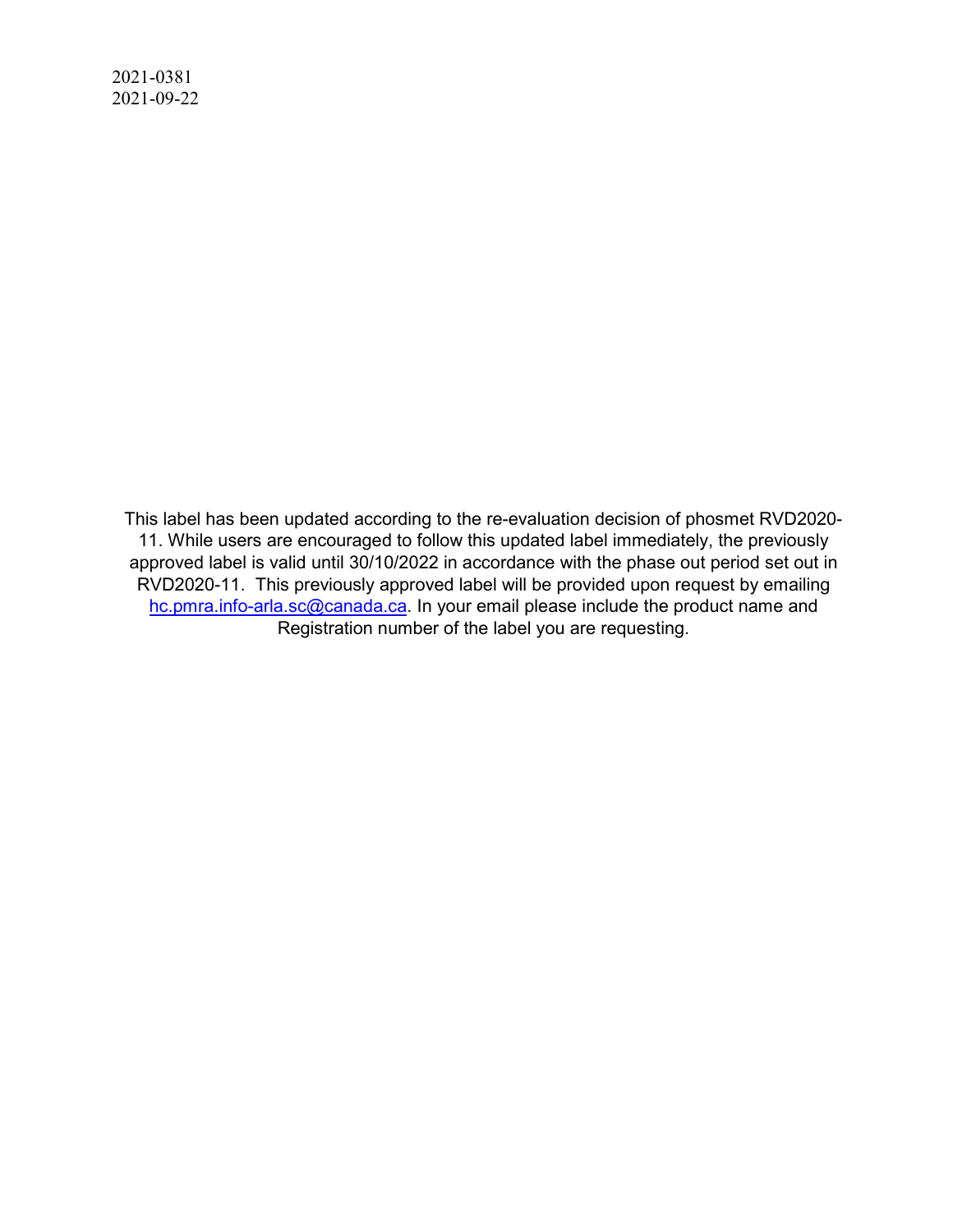2021-0381
2021-09-22

This label has been updated according to the re-evaluation decision of phosmet RVD2020-11. While users are encouraged to follow this updated label immediately, the previously approved label is valid until 30/10/2022 in accordance with the phase out period set out in RVD2020-11. This previously approved label will be provided upon request by emailing hc.pmra.info-arla.sc@canada.ca. In your email please include the product name and Registration number of the label you are requesting.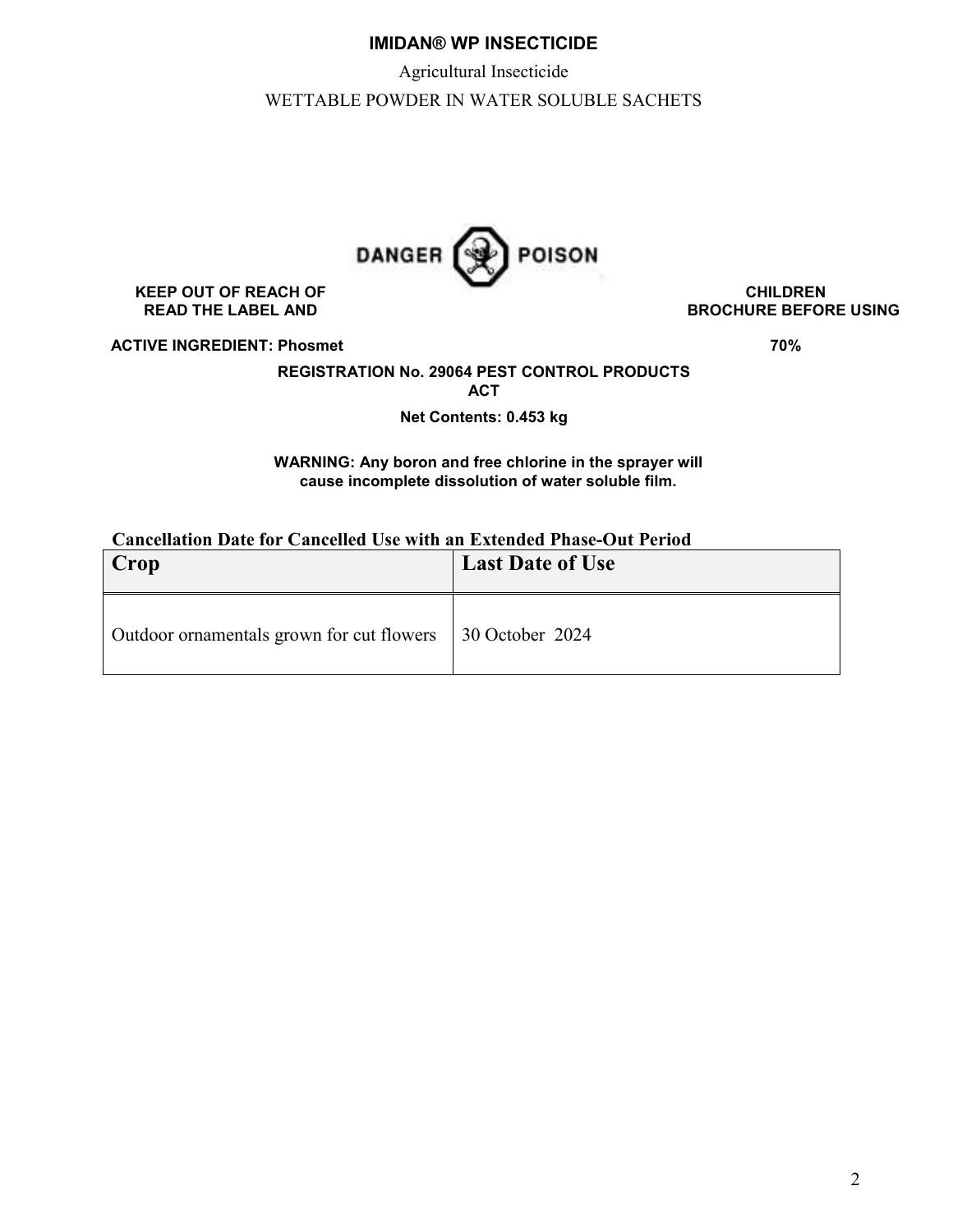**IMIDAN® WP INSECTICIDE**

Agricultural Insecticide

WETTABLE POWDER IN WATER SOLUBLE SACHETS

**DANGER POISON**

**KEEP OUT OF REACH OF CHILDREN**

**READ THE LABEL AND BROCHURE BEFORE USING**

**ACTIVE INGREDIENT: Phosmet 70%**

**REGISTRATION No. 29064 PEST CONTROL PRODUCTS ACT**

**Net Contents: 0.453 kg**

**WARNING: Any boron and free chlorine in the sprayer will cause incomplete dissolution of water soluble film.**

**Cancellation Date for Cancelled Use with an Extended Phase-Out Period**

| Crop | Last Date of Use |
|---|---|
| Outdoor ornamentals grown for cut flowers | 30 October 2024 |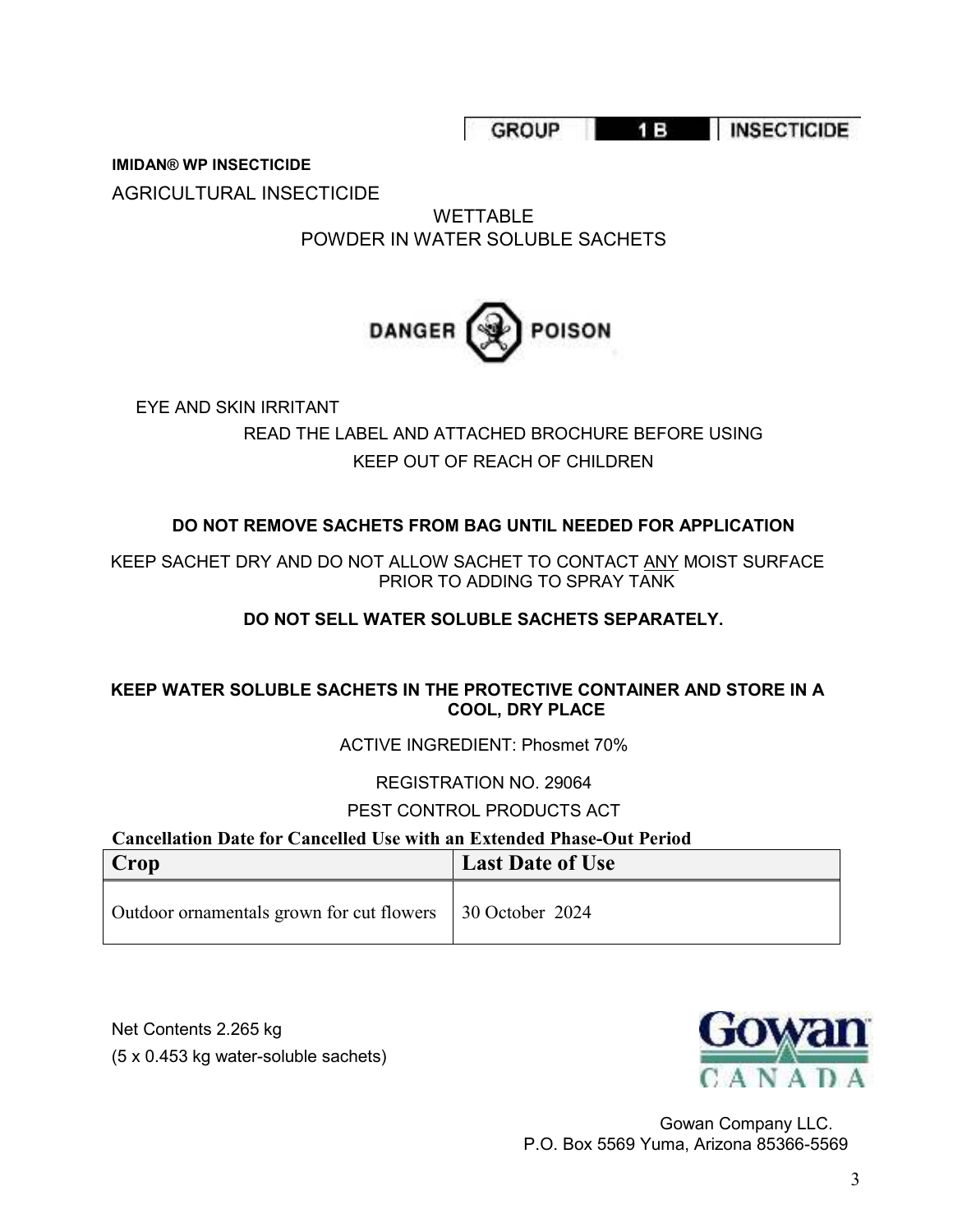GROUP | 1B | INSECTICIDE

**IMIDAN® WP INSECTICIDE**

AGRICULTURAL INSECTICIDE

WETTABLE
POWDER IN WATER SOLUBLE SACHETS

DANGER POISON

EYE AND SKIN IRRITANT

READ THE LABEL AND ATTACHED BROCHURE BEFORE USING

KEEP OUT OF REACH OF CHILDREN

**DO NOT REMOVE SACHETS FROM BAG UNTIL NEEDED FOR APPLICATION**

KEEP SACHET DRY AND DO NOT ALLOW SACHET TO CONTACT ANY MOIST SURFACE PRIOR TO ADDING TO SPRAY TANK

**DO NOT SELL WATER SOLUBLE SACHETS SEPARATELY.**

**KEEP WATER SOLUBLE SACHETS IN THE PROTECTIVE CONTAINER AND STORE IN A COOL, DRY PLACE**

ACTIVE INGREDIENT: Phosmet 70%

REGISTRATION NO. 29064

PEST CONTROL PRODUCTS ACT

**Cancellation Date for Cancelled Use with an Extended Phase-Out Period**

| Crop | Last Date of Use |
|---|---|
| Outdoor ornamentals grown for cut flowers | 30 October 2024 |

Net Contents 2.265 kg
(5 x 0.453 kg water-soluble sachets)

Gowan CANADA

Gowan Company LLC.
P.O. Box 5569 Yuma, Arizona 85366-5569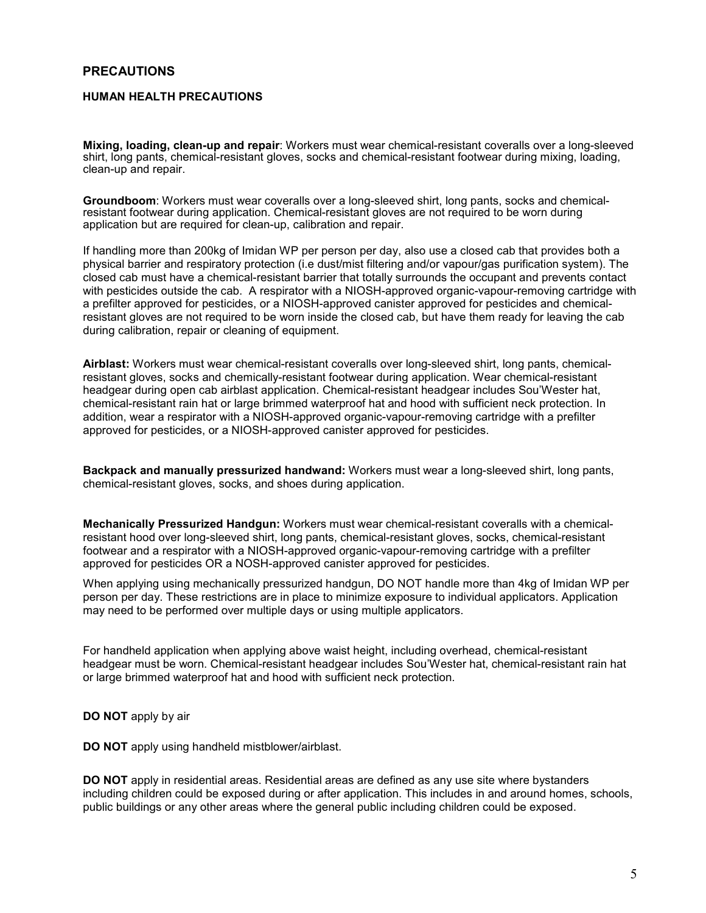## PRECAUTIONS

### HUMAN HEALTH PRECAUTIONS

**Mixing, loading, clean-up and repair**: Workers must wear chemical-resistant coveralls over a long-sleeved shirt, long pants, chemical-resistant gloves, socks and chemical-resistant footwear during mixing, loading, clean-up and repair.

**Groundboom**: Workers must wear coveralls over a long-sleeved shirt, long pants, socks and chemical-resistant footwear during application. Chemical-resistant gloves are not required to be worn during application but are required for clean-up, calibration and repair.

If handling more than 200kg of Imidan WP per person per day, also use a closed cab that provides both a physical barrier and respiratory protection (i.e dust/mist filtering and/or vapour/gas purification system). The closed cab must have a chemical-resistant barrier that totally surrounds the occupant and prevents contact with pesticides outside the cab. A respirator with a NIOSH-approved organic-vapour-removing cartridge with a prefilter approved for pesticides, or a NIOSH-approved canister approved for pesticides and chemical-resistant gloves are not required to be worn inside the closed cab, but have them ready for leaving the cab during calibration, repair or cleaning of equipment.

**Airblast:** Workers must wear chemical-resistant coveralls over long-sleeved shirt, long pants, chemical-resistant gloves, socks and chemically-resistant footwear during application. Wear chemical-resistant headgear during open cab airblast application. Chemical-resistant headgear includes Sou'Wester hat, chemical-resistant rain hat or large brimmed waterproof hat and hood with sufficient neck protection. In addition, wear a respirator with a NIOSH-approved organic-vapour-removing cartridge with a prefilter approved for pesticides, or a NIOSH-approved canister approved for pesticides.

**Backpack and manually pressurized handwand:** Workers must wear a long-sleeved shirt, long pants, chemical-resistant gloves, socks, and shoes during application.

**Mechanically Pressurized Handgun:** Workers must wear chemical-resistant coveralls with a chemical-resistant hood over long-sleeved shirt, long pants, chemical-resistant gloves, socks, chemical-resistant footwear and a respirator with a NIOSH-approved organic-vapour-removing cartridge with a prefilter approved for pesticides OR a NOSH-approved canister approved for pesticides.

When applying using mechanically pressurized handgun, DO NOT handle more than 4kg of Imidan WP per person per day. These restrictions are in place to minimize exposure to individual applicators. Application may need to be performed over multiple days or using multiple applicators.

For handheld application when applying above waist height, including overhead, chemical-resistant headgear must be worn. Chemical-resistant headgear includes Sou'Wester hat, chemical-resistant rain hat or large brimmed waterproof hat and hood with sufficient neck protection.

**DO NOT** apply by air

**DO NOT** apply using handheld mistblower/airblast.

**DO NOT** apply in residential areas. Residential areas are defined as any use site where bystanders including children could be exposed during or after application. This includes in and around homes, schools, public buildings or any other areas where the general public including children could be exposed.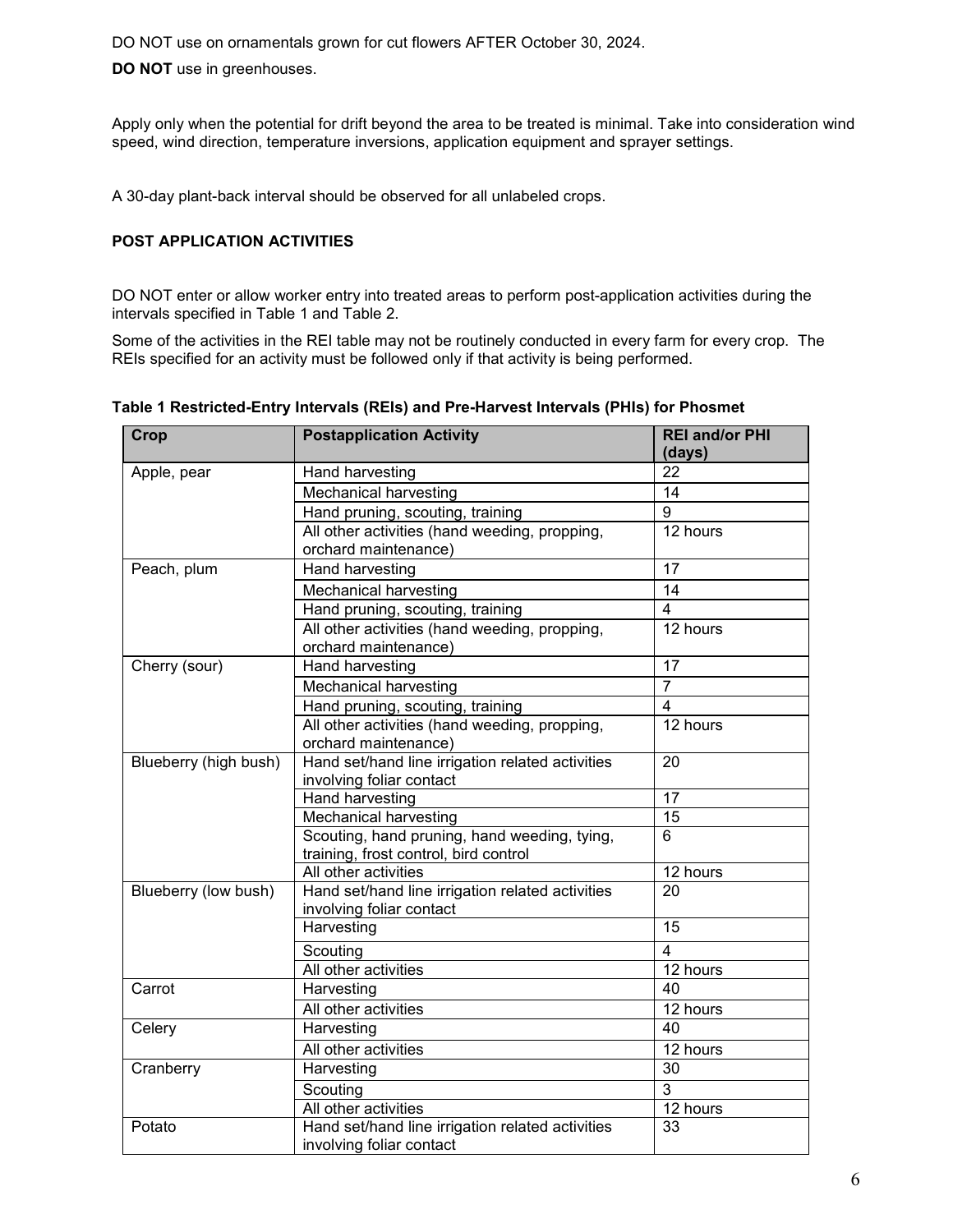DO NOT use on ornamentals grown for cut flowers AFTER October 30, 2024.

**DO NOT** use in greenhouses.

Apply only when the potential for drift beyond the area to be treated is minimal. Take into consideration wind speed, wind direction, temperature inversions, application equipment and sprayer settings.

A 30-day plant-back interval should be observed for all unlabeled crops.

**POST APPLICATION ACTIVITIES**

DO NOT enter or allow worker entry into treated areas to perform post-application activities during the intervals specified in Table 1 and Table 2.

Some of the activities in the REI table may not be routinely conducted in every farm for every crop. The REIs specified for an activity must be followed only if that activity is being performed.

**Table 1 Restricted-Entry Intervals (REIs) and Pre-Harvest Intervals (PHIs) for Phosmet**

| Crop | Postapplication Activity | REI and/or PHI (days) |
|---|---|---|
| Apple, pear | Hand harvesting | 22 |
| | Mechanical harvesting | 14 |
| | Hand pruning, scouting, training | 9 |
| | All other activities (hand weeding, propping, orchard maintenance) | 12 hours |
| Peach, plum | Hand harvesting | 17 |
| | Mechanical harvesting | 14 |
| | Hand pruning, scouting, training | 4 |
| | All other activities (hand weeding, propping, orchard maintenance) | 12 hours |
| Cherry (sour) | Hand harvesting | 17 |
| | Mechanical harvesting | 7 |
| | Hand pruning, scouting, training | 4 |
| | All other activities (hand weeding, propping, orchard maintenance) | 12 hours |
| Blueberry (high bush) | Hand set/hand line irrigation related activities involving foliar contact | 20 |
| | Hand harvesting | 17 |
| | Mechanical harvesting | 15 |
| | Scouting, hand pruning, hand weeding, tying, training, frost control, bird control | 6 |
| | All other activities | 12 hours |
| Blueberry (low bush) | Hand set/hand line irrigation related activities involving foliar contact | 20 |
| | Harvesting | 15 |
| | Scouting | 4 |
| | All other activities | 12 hours |
| Carrot | Harvesting | 40 |
| | All other activities | 12 hours |
| Celery | Harvesting | 40 |
| | All other activities | 12 hours |
| Cranberry | Harvesting | 30 |
| | Scouting | 3 |
| | All other activities | 12 hours |
| Potato | Hand set/hand line irrigation related activities involving foliar contact | 33 |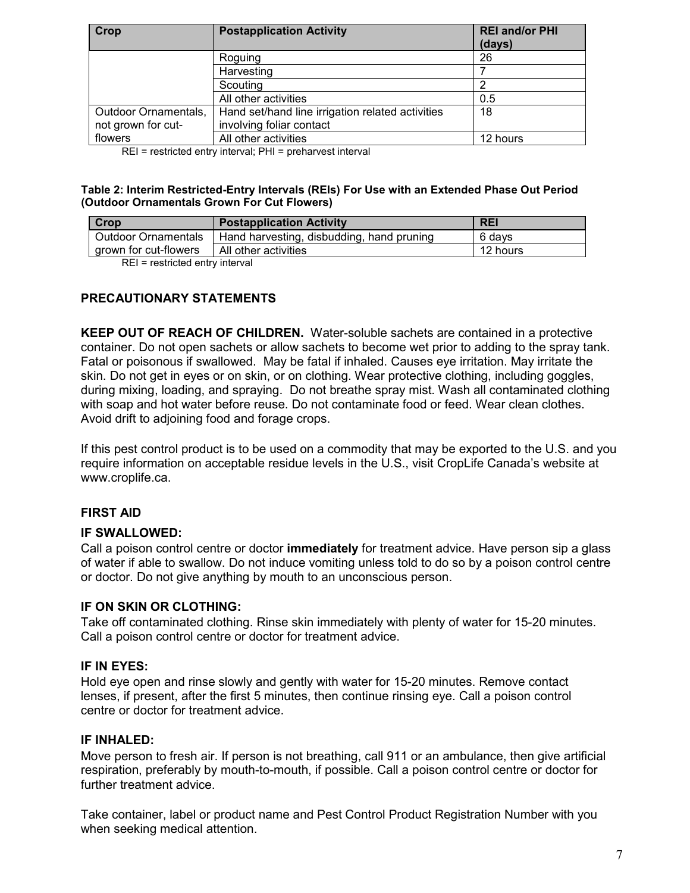| Crop | Postapplication Activity | REI and/or PHI (days) |
|---|---|---|
| | Roguing | 26 |
| | Harvesting | 7 |
| | Scouting | 2 |
| | All other activities | 0.5 |
| Outdoor Ornamentals, not grown for cut-flowers | Hand set/hand line irrigation related activities involving foliar contact | 18 |
| | All other activities | 12 hours |

REI = restricted entry interval; PHI = preharvest interval

**Table 2: Interim Restricted-Entry Intervals (REIs) For Use with an Extended Phase Out Period (Outdoor Ornamentals Grown For Cut Flowers)**

| Crop | Postapplication Activity | REI |
|---|---|---|
| Outdoor Ornamentals grown for cut-flowers | Hand harvesting, disbudding, hand pruning | 6 days |
| | All other activities | 12 hours |

REI = restricted entry interval

## PRECAUTIONARY STATEMENTS

**KEEP OUT OF REACH OF CHILDREN.** Water-soluble sachets are contained in a protective container. Do not open sachets or allow sachets to become wet prior to adding to the spray tank. Fatal or poisonous if swallowed. May be fatal if inhaled. Causes eye irritation. May irritate the skin. Do not get in eyes or on skin, or on clothing. Wear protective clothing, including goggles, during mixing, loading, and spraying. Do not breathe spray mist. Wash all contaminated clothing with soap and hot water before reuse. Do not contaminate food or feed. Wear clean clothes. Avoid drift to adjoining food and forage crops.

If this pest control product is to be used on a commodity that may be exported to the U.S. and you require information on acceptable residue levels in the U.S., visit CropLife Canada's website at www.croplife.ca.

## FIRST AID

### IF SWALLOWED:

Call a poison control centre or doctor **immediately** for treatment advice. Have person sip a glass of water if able to swallow. Do not induce vomiting unless told to do so by a poison control centre or doctor. Do not give anything by mouth to an unconscious person.

### IF ON SKIN OR CLOTHING:

Take off contaminated clothing. Rinse skin immediately with plenty of water for 15-20 minutes. Call a poison control centre or doctor for treatment advice.

### IF IN EYES:

Hold eye open and rinse slowly and gently with water for 15-20 minutes. Remove contact lenses, if present, after the first 5 minutes, then continue rinsing eye. Call a poison control centre or doctor for treatment advice.

### IF INHALED:

Move person to fresh air. If person is not breathing, call 911 or an ambulance, then give artificial respiration, preferably by mouth-to-mouth, if possible. Call a poison control centre or doctor for further treatment advice.

Take container, label or product name and Pest Control Product Registration Number with you when seeking medical attention.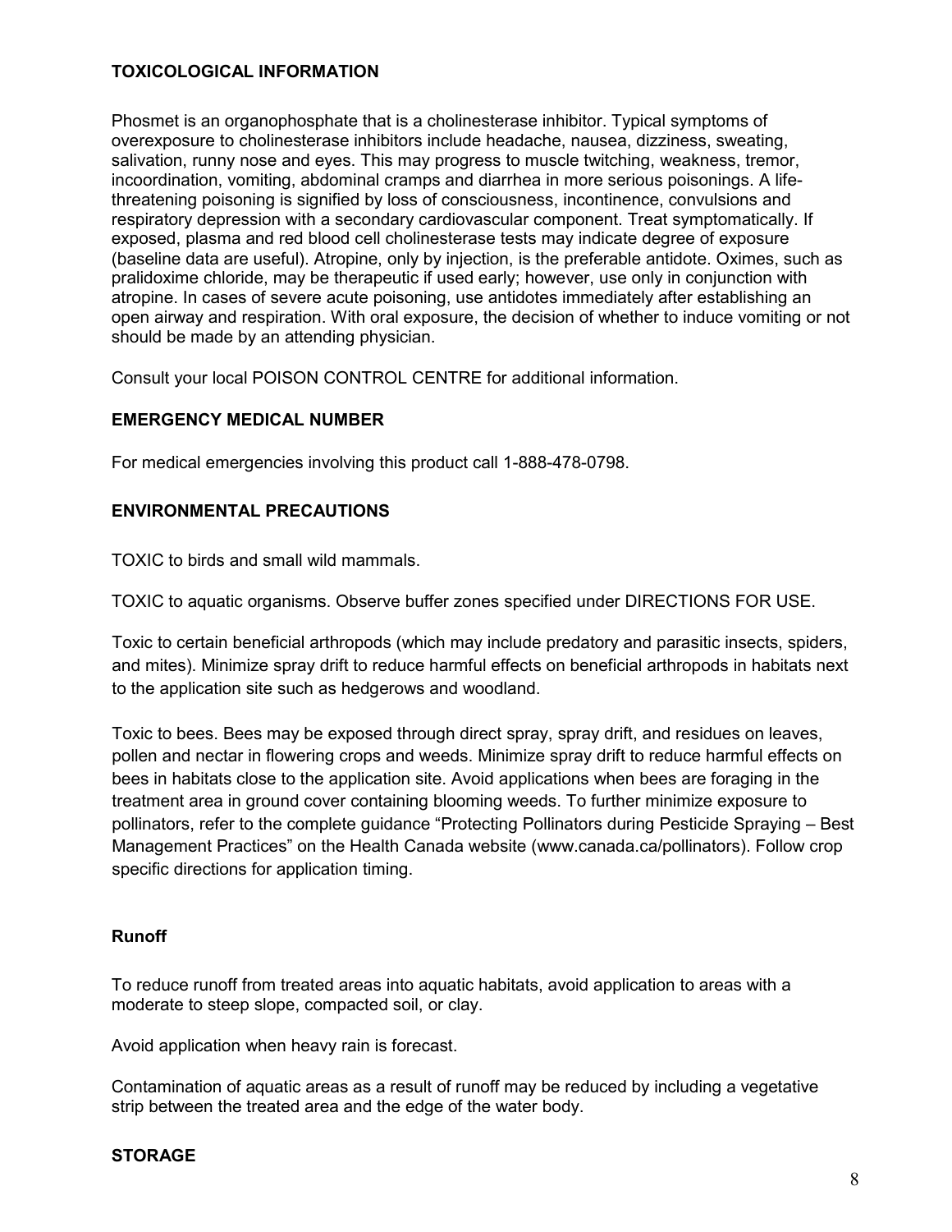## TOXICOLOGICAL INFORMATION

Phosmet is an organophosphate that is a cholinesterase inhibitor. Typical symptoms of overexposure to cholinesterase inhibitors include headache, nausea, dizziness, sweating, salivation, runny nose and eyes. This may progress to muscle twitching, weakness, tremor, incoordination, vomiting, abdominal cramps and diarrhea in more serious poisonings. A life-threatening poisoning is signified by loss of consciousness, incontinence, convulsions and respiratory depression with a secondary cardiovascular component. Treat symptomatically. If exposed, plasma and red blood cell cholinesterase tests may indicate degree of exposure (baseline data are useful). Atropine, only by injection, is the preferable antidote. Oximes, such as pralidoxime chloride, may be therapeutic if used early; however, use only in conjunction with atropine. In cases of severe acute poisoning, use antidotes immediately after establishing an open airway and respiration. With oral exposure, the decision of whether to induce vomiting or not should be made by an attending physician.

Consult your local POISON CONTROL CENTRE for additional information.

## EMERGENCY MEDICAL NUMBER

For medical emergencies involving this product call 1-888-478-0798.

## ENVIRONMENTAL PRECAUTIONS

TOXIC to birds and small wild mammals.

TOXIC to aquatic organisms. Observe buffer zones specified under DIRECTIONS FOR USE.

Toxic to certain beneficial arthropods (which may include predatory and parasitic insects, spiders, and mites). Minimize spray drift to reduce harmful effects on beneficial arthropods in habitats next to the application site such as hedgerows and woodland.

Toxic to bees. Bees may be exposed through direct spray, spray drift, and residues on leaves, pollen and nectar in flowering crops and weeds. Minimize spray drift to reduce harmful effects on bees in habitats close to the application site. Avoid applications when bees are foraging in the treatment area in ground cover containing blooming weeds. To further minimize exposure to pollinators, refer to the complete guidance “Protecting Pollinators during Pesticide Spraying – Best Management Practices” on the Health Canada website (www.canada.ca/pollinators). Follow crop specific directions for application timing.

### Runoff

To reduce runoff from treated areas into aquatic habitats, avoid application to areas with a moderate to steep slope, compacted soil, or clay.

Avoid application when heavy rain is forecast.

Contamination of aquatic areas as a result of runoff may be reduced by including a vegetative strip between the treated area and the edge of the water body.

## STORAGE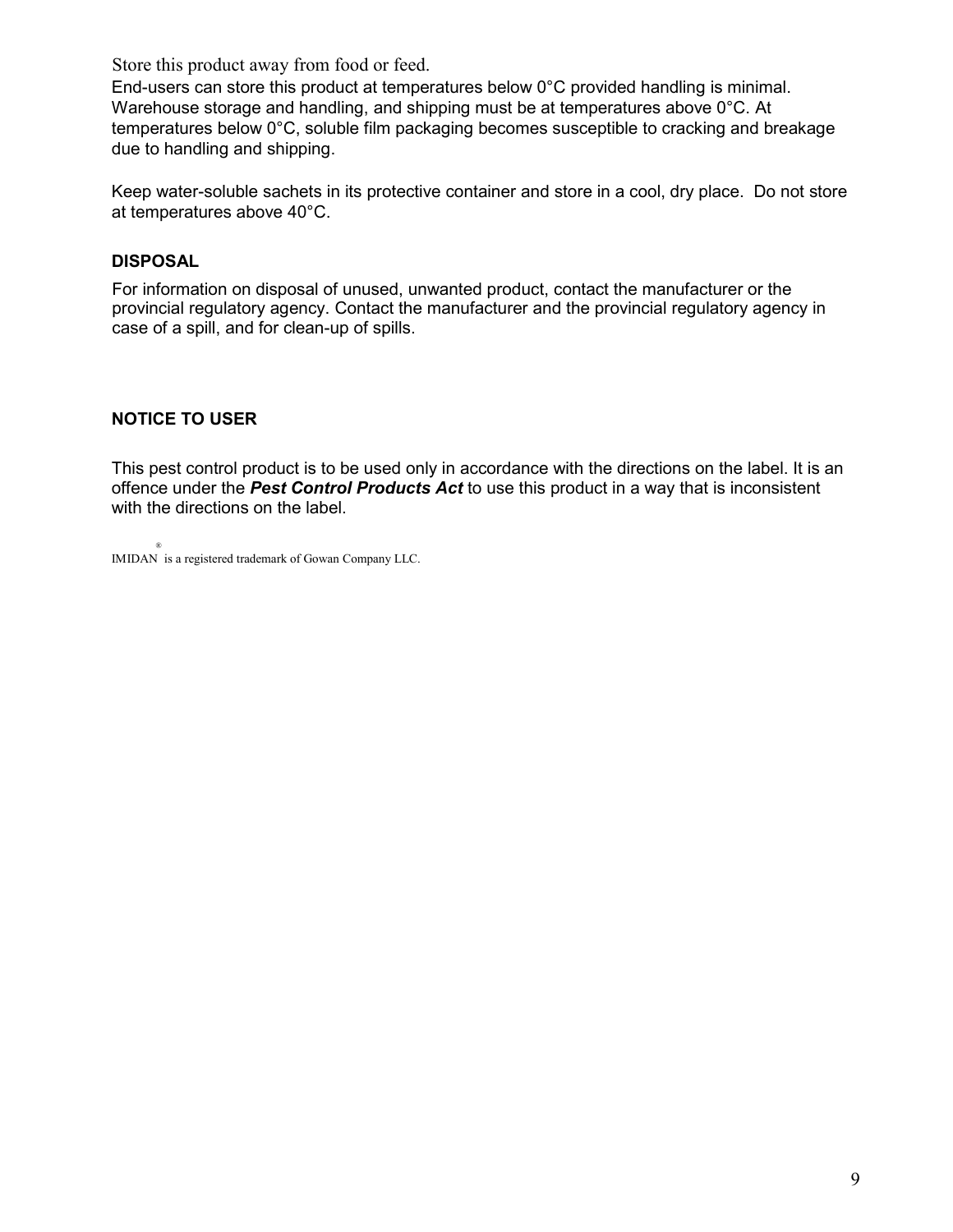Store this product away from food or feed.

End-users can store this product at temperatures below 0°C provided handling is minimal. Warehouse storage and handling, and shipping must be at temperatures above 0°C. At temperatures below 0°C, soluble film packaging becomes susceptible to cracking and breakage due to handling and shipping.

Keep water-soluble sachets in its protective container and store in a cool, dry place. Do not store at temperatures above 40°C.

## DISPOSAL

For information on disposal of unused, unwanted product, contact the manufacturer or the provincial regulatory agency. Contact the manufacturer and the provincial regulatory agency in case of a spill, and for clean-up of spills.

## NOTICE TO USER

This pest control product is to be used only in accordance with the directions on the label. It is an offence under the ***Pest Control Products Act*** to use this product in a way that is inconsistent with the directions on the label.

IMIDAN® is a registered trademark of Gowan Company LLC.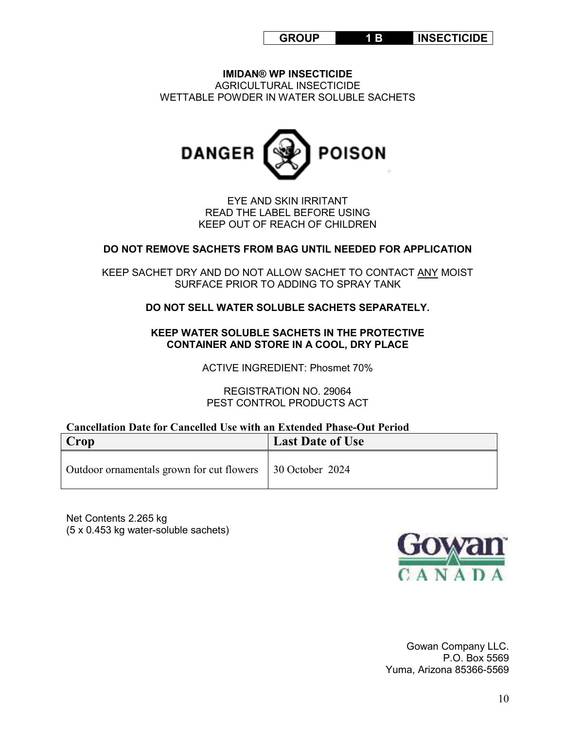| GROUP | 1 B | INSECTICIDE |
|---|---|---|

**IMIDAN® WP INSECTICIDE**
AGRICULTURAL INSECTICIDE
WETTABLE POWDER IN WATER SOLUBLE SACHETS

DANGER POISON

EYE AND SKIN IRRITANT
READ THE LABEL BEFORE USING
KEEP OUT OF REACH OF CHILDREN

**DO NOT REMOVE SACHETS FROM BAG UNTIL NEEDED FOR APPLICATION**

KEEP SACHET DRY AND DO NOT ALLOW SACHET TO CONTACT ANY MOIST SURFACE PRIOR TO ADDING TO SPRAY TANK

**DO NOT SELL WATER SOLUBLE SACHETS SEPARATELY.**

**KEEP WATER SOLUBLE SACHETS IN THE PROTECTIVE CONTAINER AND STORE IN A COOL, DRY PLACE**

ACTIVE INGREDIENT: Phosmet 70%

REGISTRATION NO. 29064
PEST CONTROL PRODUCTS ACT

**Cancellation Date for Cancelled Use with an Extended Phase-Out Period**

| Crop | Last Date of Use |
|---|---|
| Outdoor ornamentals grown for cut flowers | 30 October 2024 |

Net Contents 2.265 kg
(5 x 0.453 kg water-soluble sachets)

Gowan CANADA

Gowan Company LLC.
P.O. Box 5569
Yuma, Arizona 85366-5569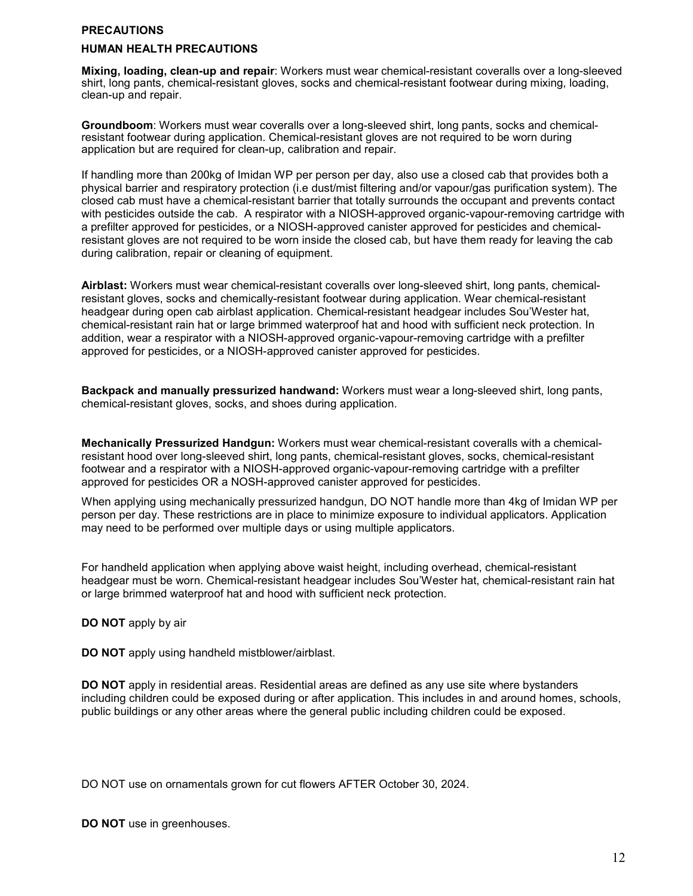## PRECAUTIONS

### HUMAN HEALTH PRECAUTIONS

**Mixing, loading, clean-up and repair**: Workers must wear chemical-resistant coveralls over a long-sleeved shirt, long pants, chemical-resistant gloves, socks and chemical-resistant footwear during mixing, loading, clean-up and repair.

**Groundboom**: Workers must wear coveralls over a long-sleeved shirt, long pants, socks and chemical-resistant footwear during application. Chemical-resistant gloves are not required to be worn during application but are required for clean-up, calibration and repair.

If handling more than 200kg of Imidan WP per person per day, also use a closed cab that provides both a physical barrier and respiratory protection (i.e dust/mist filtering and/or vapour/gas purification system). The closed cab must have a chemical-resistant barrier that totally surrounds the occupant and prevents contact with pesticides outside the cab. A respirator with a NIOSH-approved organic-vapour-removing cartridge with a prefilter approved for pesticides, or a NIOSH-approved canister approved for pesticides and chemical-resistant gloves are not required to be worn inside the closed cab, but have them ready for leaving the cab during calibration, repair or cleaning of equipment.

**Airblast:** Workers must wear chemical-resistant coveralls over long-sleeved shirt, long pants, chemical-resistant gloves, socks and chemically-resistant footwear during application. Wear chemical-resistant headgear during open cab airblast application. Chemical-resistant headgear includes Sou'Wester hat, chemical-resistant rain hat or large brimmed waterproof hat and hood with sufficient neck protection. In addition, wear a respirator with a NIOSH-approved organic-vapour-removing cartridge with a prefilter approved for pesticides, or a NIOSH-approved canister approved for pesticides.

**Backpack and manually pressurized handwand:** Workers must wear a long-sleeved shirt, long pants, chemical-resistant gloves, socks, and shoes during application.

**Mechanically Pressurized Handgun:** Workers must wear chemical-resistant coveralls with a chemical-resistant hood over long-sleeved shirt, long pants, chemical-resistant gloves, socks, chemical-resistant footwear and a respirator with a NIOSH-approved organic-vapour-removing cartridge with a prefilter approved for pesticides OR a NOSH-approved canister approved for pesticides.

When applying using mechanically pressurized handgun, DO NOT handle more than 4kg of Imidan WP per person per day. These restrictions are in place to minimize exposure to individual applicators. Application may need to be performed over multiple days or using multiple applicators.

For handheld application when applying above waist height, including overhead, chemical-resistant headgear must be worn. Chemical-resistant headgear includes Sou'Wester hat, chemical-resistant rain hat or large brimmed waterproof hat and hood with sufficient neck protection.

**DO NOT** apply by air

**DO NOT** apply using handheld mistblower/airblast.

**DO NOT** apply in residential areas. Residential areas are defined as any use site where bystanders including children could be exposed during or after application. This includes in and around homes, schools, public buildings or any other areas where the general public including children could be exposed.

DO NOT use on ornamentals grown for cut flowers AFTER October 30, 2024.

**DO NOT** use in greenhouses.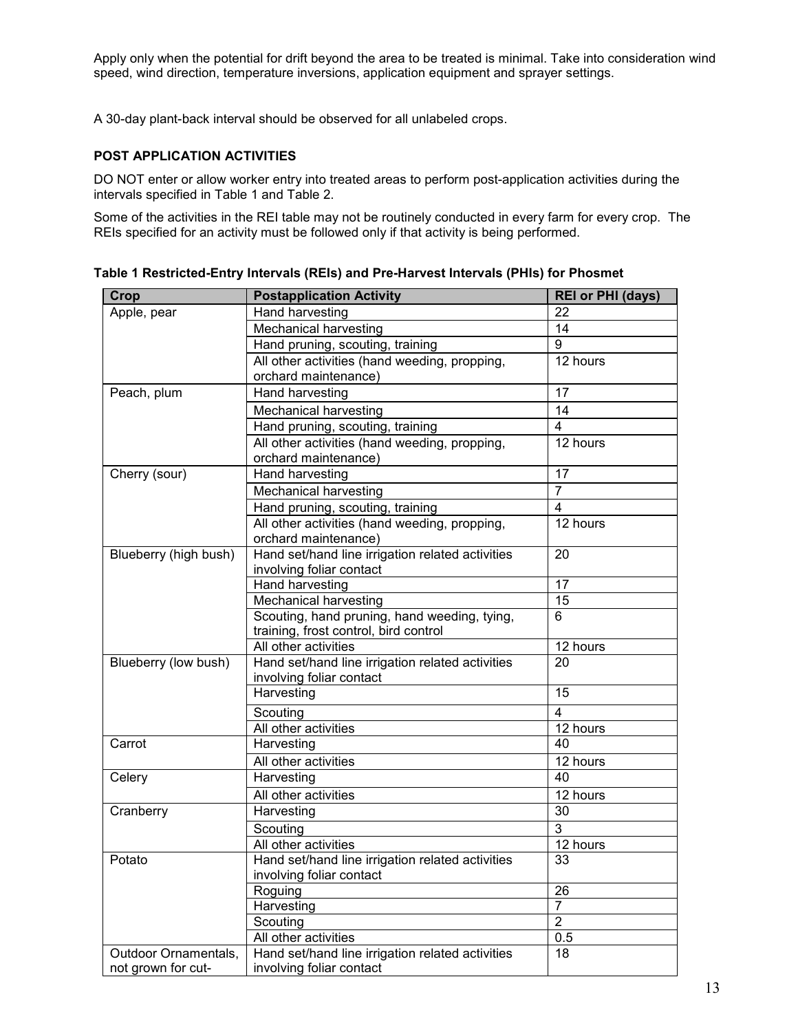Apply only when the potential for drift beyond the area to be treated is minimal. Take into consideration wind speed, wind direction, temperature inversions, application equipment and sprayer settings.

A 30-day plant-back interval should be observed for all unlabeled crops.

**POST APPLICATION ACTIVITIES**

DO NOT enter or allow worker entry into treated areas to perform post-application activities during the intervals specified in Table 1 and Table 2.

Some of the activities in the REI table may not be routinely conducted in every farm for every crop. The REIs specified for an activity must be followed only if that activity is being performed.

**Table 1 Restricted-Entry Intervals (REIs) and Pre-Harvest Intervals (PHIs) for Phosmet**

| Crop | Postapplication Activity | REI or PHI (days) |
|---|---|---|
| Apple, pear | Hand harvesting | 22 |
| | Mechanical harvesting | 14 |
| | Hand pruning, scouting, training | 9 |
| | All other activities (hand weeding, propping, orchard maintenance) | 12 hours |
| Peach, plum | Hand harvesting | 17 |
| | Mechanical harvesting | 14 |
| | Hand pruning, scouting, training | 4 |
| | All other activities (hand weeding, propping, orchard maintenance) | 12 hours |
| Cherry (sour) | Hand harvesting | 17 |
| | Mechanical harvesting | 7 |
| | Hand pruning, scouting, training | 4 |
| | All other activities (hand weeding, propping, orchard maintenance) | 12 hours |
| Blueberry (high bush) | Hand set/hand line irrigation related activities involving foliar contact | 20 |
| | Hand harvesting | 17 |
| | Mechanical harvesting | 15 |
| | Scouting, hand pruning, hand weeding, tying, training, frost control, bird control | 6 |
| | All other activities | 12 hours |
| Blueberry (low bush) | Hand set/hand line irrigation related activities involving foliar contact | 20 |
| | Harvesting | 15 |
| | Scouting | 4 |
| | All other activities | 12 hours |
| Carrot | Harvesting | 40 |
| | All other activities | 12 hours |
| Celery | Harvesting | 40 |
| | All other activities | 12 hours |
| Cranberry | Harvesting | 30 |
| | Scouting | 3 |
| | All other activities | 12 hours |
| Potato | Hand set/hand line irrigation related activities involving foliar contact | 33 |
| | Roguing | 26 |
| | Harvesting | 7 |
| | Scouting | 2 |
| | All other activities | 0.5 |
| Outdoor Ornamentals, not grown for cut- | Hand set/hand line irrigation related activities involving foliar contact | 18 |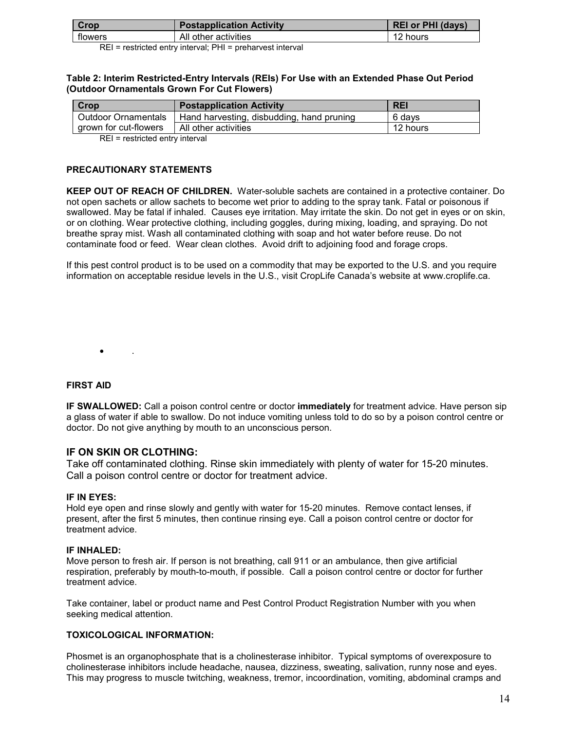| Crop | Postapplication Activity | REI or PHI (days) |
|---|---|---|
| flowers | All other activities | 12 hours |

REI = restricted entry interval; PHI = preharvest interval

**Table 2: Interim Restricted-Entry Intervals (REIs) For Use with an Extended Phase Out Period (Outdoor Ornamentals Grown For Cut Flowers)**

| Crop | Postapplication Activity | REI |
|---|---|---|
| Outdoor Ornamentals grown for cut-flowers | Hand harvesting, disbudding, hand pruning | 6 days |
| | All other activities | 12 hours |

REI = restricted entry interval

**PRECAUTIONARY STATEMENTS**

**KEEP OUT OF REACH OF CHILDREN.** Water-soluble sachets are contained in a protective container. Do not open sachets or allow sachets to become wet prior to adding to the spray tank. Fatal or poisonous if swallowed. May be fatal if inhaled. Causes eye irritation. May irritate the skin. Do not get in eyes or on skin, or on clothing. Wear protective clothing, including goggles, during mixing, loading, and spraying. Do not breathe spray mist. Wash all contaminated clothing with soap and hot water before reuse. Do not contaminate food or feed. Wear clean clothes. Avoid drift to adjoining food and forage crops.

If this pest control product is to be used on a commodity that may be exported to the U.S. and you require information on acceptable residue levels in the U.S., visit CropLife Canada's website at www.croplife.ca.

- .

**FIRST AID**

**IF SWALLOWED:** Call a poison control centre or doctor **immediately** for treatment advice. Have person sip a glass of water if able to swallow. Do not induce vomiting unless told to do so by a poison control centre or doctor. Do not give anything by mouth to an unconscious person.

**IF ON SKIN OR CLOTHING:**

Take off contaminated clothing. Rinse skin immediately with plenty of water for 15-20 minutes. Call a poison control centre or doctor for treatment advice.

**IF IN EYES:**

Hold eye open and rinse slowly and gently with water for 15-20 minutes. Remove contact lenses, if present, after the first 5 minutes, then continue rinsing eye. Call a poison control centre or doctor for treatment advice.

**IF INHALED:**

Move person to fresh air. If person is not breathing, call 911 or an ambulance, then give artificial respiration, preferably by mouth-to-mouth, if possible. Call a poison control centre or doctor for further treatment advice.

Take container, label or product name and Pest Control Product Registration Number with you when seeking medical attention.

**TOXICOLOGICAL INFORMATION:**

Phosmet is an organophosphate that is a cholinesterase inhibitor. Typical symptoms of overexposure to cholinesterase inhibitors include headache, nausea, dizziness, sweating, salivation, runny nose and eyes. This may progress to muscle twitching, weakness, tremor, incoordination, vomiting, abdominal cramps and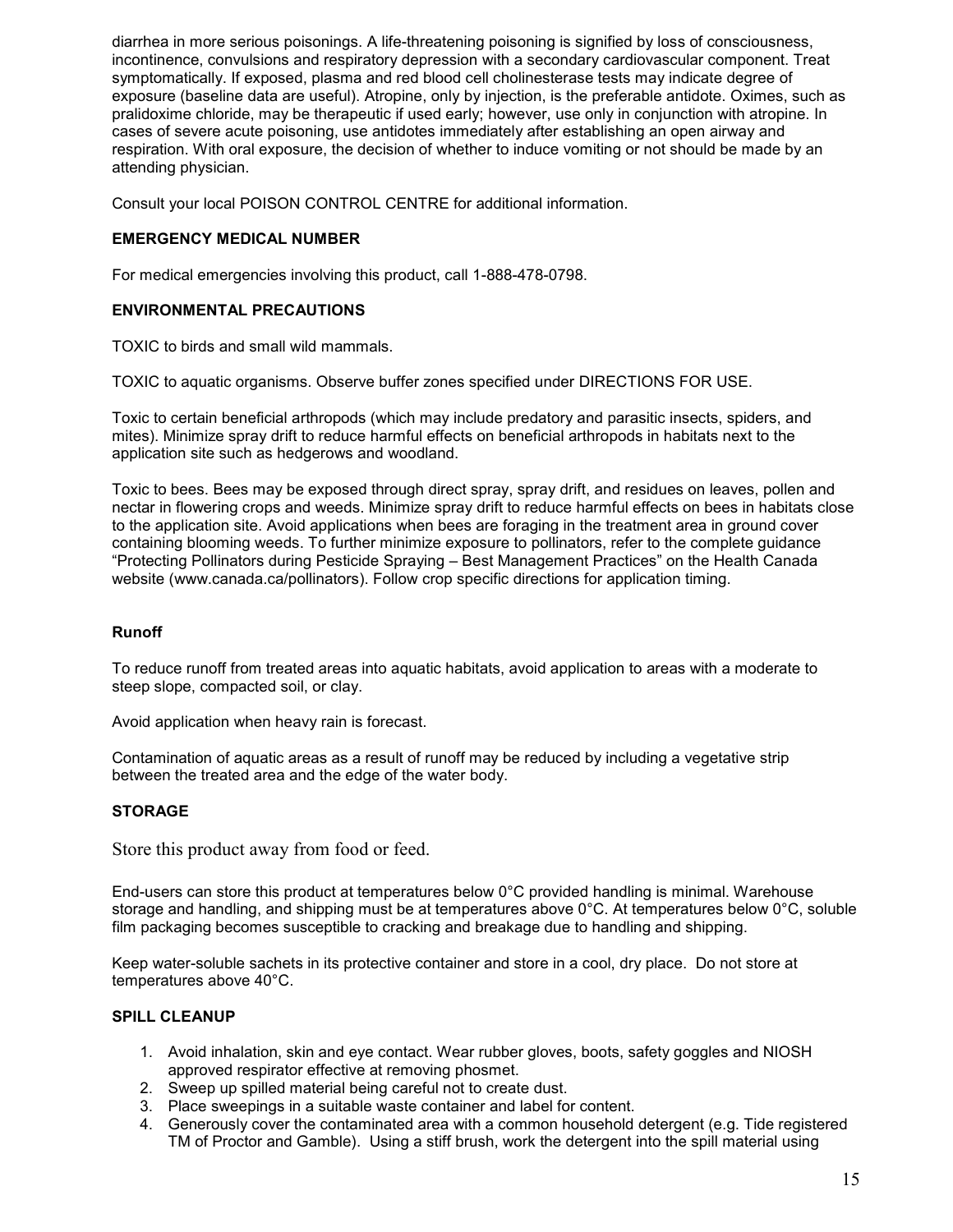diarrhea in more serious poisonings. A life-threatening poisoning is signified by loss of consciousness, incontinence, convulsions and respiratory depression with a secondary cardiovascular component. Treat symptomatically. If exposed, plasma and red blood cell cholinesterase tests may indicate degree of exposure (baseline data are useful). Atropine, only by injection, is the preferable antidote. Oximes, such as pralidoxime chloride, may be therapeutic if used early; however, use only in conjunction with atropine. In cases of severe acute poisoning, use antidotes immediately after establishing an open airway and respiration. With oral exposure, the decision of whether to induce vomiting or not should be made by an attending physician.

Consult your local POISON CONTROL CENTRE for additional information.

**EMERGENCY MEDICAL NUMBER**

For medical emergencies involving this product, call 1-888-478-0798.

**ENVIRONMENTAL PRECAUTIONS**

TOXIC to birds and small wild mammals.

TOXIC to aquatic organisms. Observe buffer zones specified under DIRECTIONS FOR USE.

Toxic to certain beneficial arthropods (which may include predatory and parasitic insects, spiders, and mites). Minimize spray drift to reduce harmful effects on beneficial arthropods in habitats next to the application site such as hedgerows and woodland.

Toxic to bees. Bees may be exposed through direct spray, spray drift, and residues on leaves, pollen and nectar in flowering crops and weeds. Minimize spray drift to reduce harmful effects on bees in habitats close to the application site. Avoid applications when bees are foraging in the treatment area in ground cover containing blooming weeds. To further minimize exposure to pollinators, refer to the complete guidance "Protecting Pollinators during Pesticide Spraying – Best Management Practices" on the Health Canada website (www.canada.ca/pollinators). Follow crop specific directions for application timing.

**Runoff**

To reduce runoff from treated areas into aquatic habitats, avoid application to areas with a moderate to steep slope, compacted soil, or clay.

Avoid application when heavy rain is forecast.

Contamination of aquatic areas as a result of runoff may be reduced by including a vegetative strip between the treated area and the edge of the water body.

**STORAGE**

Store this product away from food or feed.

End-users can store this product at temperatures below 0°C provided handling is minimal. Warehouse storage and handling, and shipping must be at temperatures above 0°C. At temperatures below 0°C, soluble film packaging becomes susceptible to cracking and breakage due to handling and shipping.

Keep water-soluble sachets in its protective container and store in a cool, dry place. Do not store at temperatures above 40°C.

**SPILL CLEANUP**

1. Avoid inhalation, skin and eye contact. Wear rubber gloves, boots, safety goggles and NIOSH approved respirator effective at removing phosmet.
2. Sweep up spilled material being careful not to create dust.
3. Place sweepings in a suitable waste container and label for content.
4. Generously cover the contaminated area with a common household detergent (e.g. Tide registered TM of Proctor and Gamble). Using a stiff brush, work the detergent into the spill material using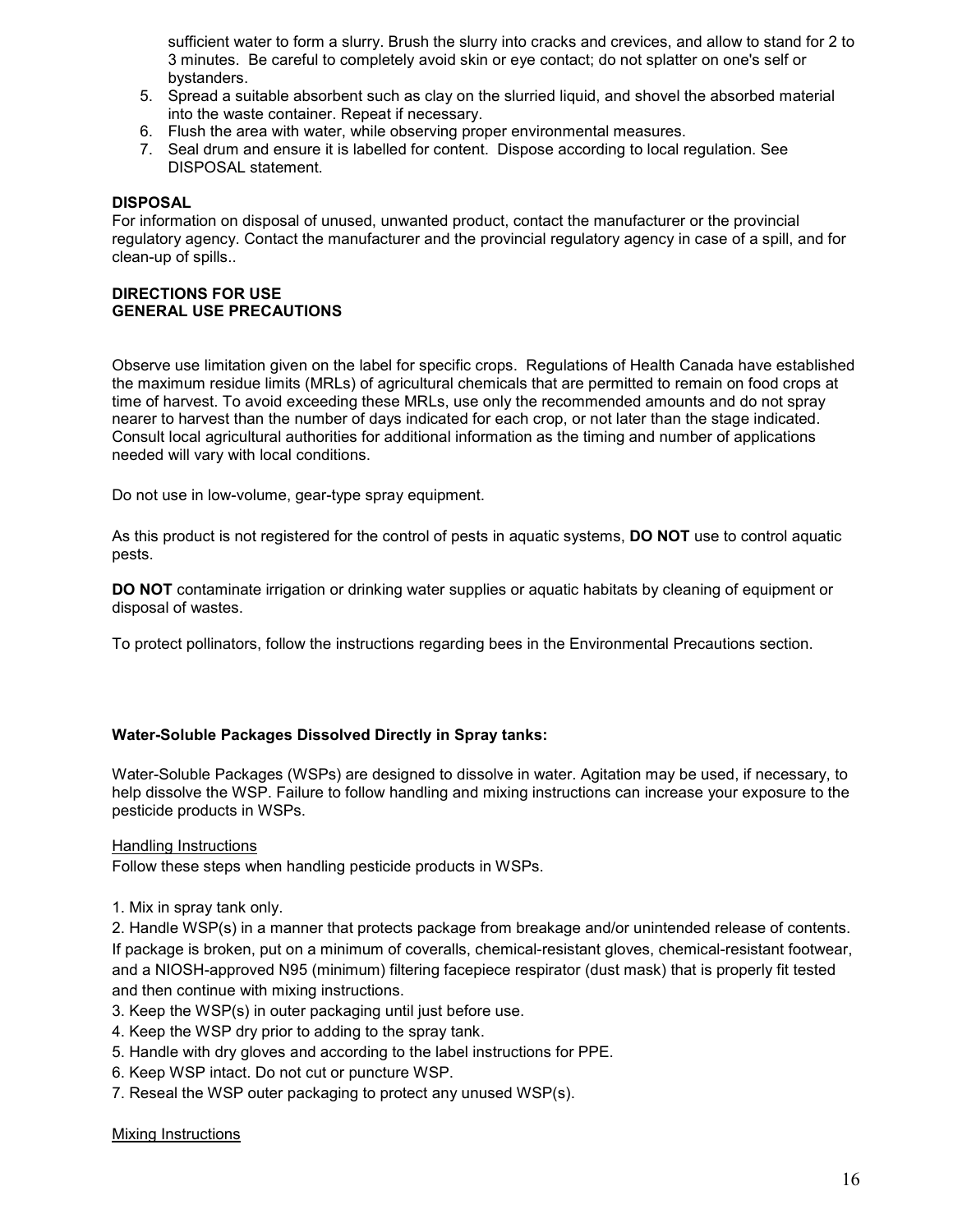sufficient water to form a slurry. Brush the slurry into cracks and crevices, and allow to stand for 2 to 3 minutes. Be careful to completely avoid skin or eye contact; do not splatter on one's self or bystanders.

5. Spread a suitable absorbent such as clay on the slurried liquid, and shovel the absorbed material into the waste container. Repeat if necessary.
6. Flush the area with water, while observing proper environmental measures.
7. Seal drum and ensure it is labelled for content. Dispose according to local regulation. See DISPOSAL statement.

**DISPOSAL**

For information on disposal of unused, unwanted product, contact the manufacturer or the provincial regulatory agency. Contact the manufacturer and the provincial regulatory agency in case of a spill, and for clean-up of spills..

**DIRECTIONS FOR USE**
**GENERAL USE PRECAUTIONS**

Observe use limitation given on the label for specific crops. Regulations of Health Canada have established the maximum residue limits (MRLs) of agricultural chemicals that are permitted to remain on food crops at time of harvest. To avoid exceeding these MRLs, use only the recommended amounts and do not spray nearer to harvest than the number of days indicated for each crop, or not later than the stage indicated. Consult local agricultural authorities for additional information as the timing and number of applications needed will vary with local conditions.

Do not use in low-volume, gear-type spray equipment.

As this product is not registered for the control of pests in aquatic systems, **DO NOT** use to control aquatic pests.

**DO NOT** contaminate irrigation or drinking water supplies or aquatic habitats by cleaning of equipment or disposal of wastes.

To protect pollinators, follow the instructions regarding bees in the Environmental Precautions section.

**Water-Soluble Packages Dissolved Directly in Spray tanks:**

Water-Soluble Packages (WSPs) are designed to dissolve in water. Agitation may be used, if necessary, to help dissolve the WSP. Failure to follow handling and mixing instructions can increase your exposure to the pesticide products in WSPs.

Handling Instructions

Follow these steps when handling pesticide products in WSPs.

1. Mix in spray tank only.
2. Handle WSP(s) in a manner that protects package from breakage and/or unintended release of contents. If package is broken, put on a minimum of coveralls, chemical-resistant gloves, chemical-resistant footwear, and a NIOSH-approved N95 (minimum) filtering facepiece respirator (dust mask) that is properly fit tested and then continue with mixing instructions.
3. Keep the WSP(s) in outer packaging until just before use.
4. Keep the WSP dry prior to adding to the spray tank.
5. Handle with dry gloves and according to the label instructions for PPE.
6. Keep WSP intact. Do not cut or puncture WSP.
7. Reseal the WSP outer packaging to protect any unused WSP(s).

Mixing Instructions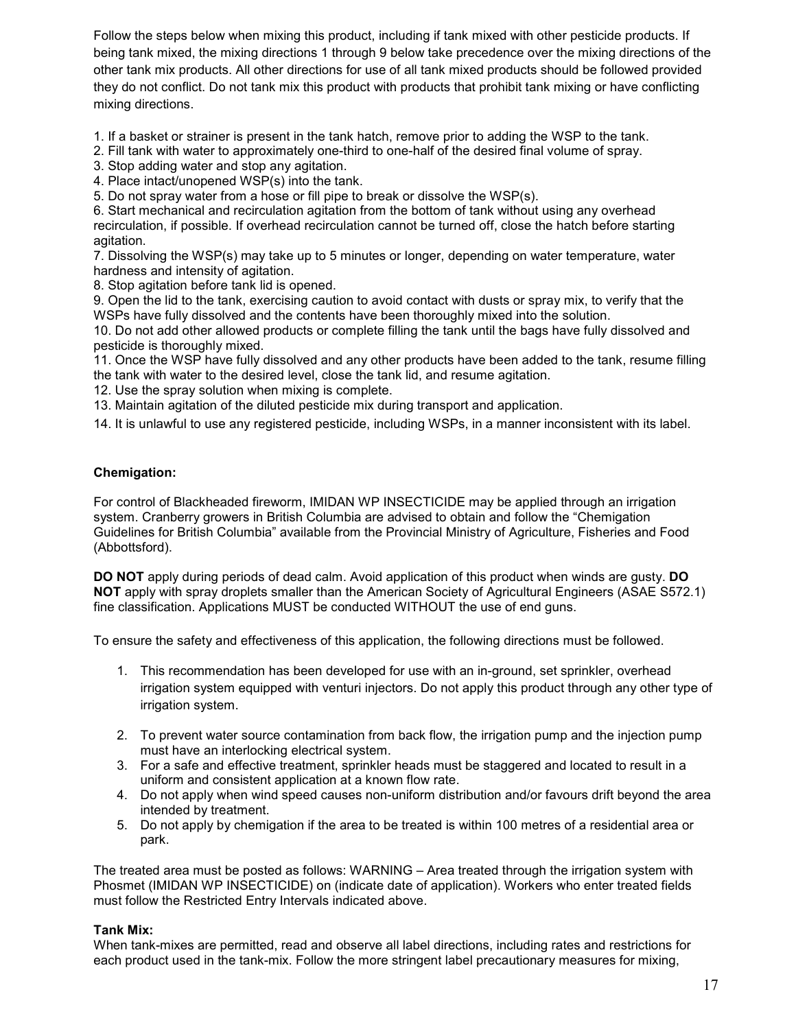Follow the steps below when mixing this product, including if tank mixed with other pesticide products. If being tank mixed, the mixing directions 1 through 9 below take precedence over the mixing directions of the other tank mix products. All other directions for use of all tank mixed products should be followed provided they do not conflict. Do not tank mix this product with products that prohibit tank mixing or have conflicting mixing directions.

1. If a basket or strainer is present in the tank hatch, remove prior to adding the WSP to the tank.
2. Fill tank with water to approximately one-third to one-half of the desired final volume of spray.
3. Stop adding water and stop any agitation.
4. Place intact/unopened WSP(s) into the tank.
5. Do not spray water from a hose or fill pipe to break or dissolve the WSP(s).
6. Start mechanical and recirculation agitation from the bottom of tank without using any overhead recirculation, if possible. If overhead recirculation cannot be turned off, close the hatch before starting agitation.
7. Dissolving the WSP(s) may take up to 5 minutes or longer, depending on water temperature, water hardness and intensity of agitation.
8. Stop agitation before tank lid is opened.
9. Open the lid to the tank, exercising caution to avoid contact with dusts or spray mix, to verify that the WSPs have fully dissolved and the contents have been thoroughly mixed into the solution.
10. Do not add other allowed products or complete filling the tank until the bags have fully dissolved and pesticide is thoroughly mixed.
11. Once the WSP have fully dissolved and any other products have been added to the tank, resume filling the tank with water to the desired level, close the tank lid, and resume agitation.
12. Use the spray solution when mixing is complete.
13. Maintain agitation of the diluted pesticide mix during transport and application.
14. It is unlawful to use any registered pesticide, including WSPs, in a manner inconsistent with its label.

**Chemigation:**

For control of Blackheaded fireworm, IMIDAN WP INSECTICIDE may be applied through an irrigation system. Cranberry growers in British Columbia are advised to obtain and follow the "Chemigation Guidelines for British Columbia" available from the Provincial Ministry of Agriculture, Fisheries and Food (Abbottsford).

**DO NOT** apply during periods of dead calm. Avoid application of this product when winds are gusty. **DO NOT** apply with spray droplets smaller than the American Society of Agricultural Engineers (ASAE S572.1) fine classification. Applications MUST be conducted WITHOUT the use of end guns.

To ensure the safety and effectiveness of this application, the following directions must be followed.

1. This recommendation has been developed for use with an in-ground, set sprinkler, overhead irrigation system equipped with venturi injectors. Do not apply this product through any other type of irrigation system.
2. To prevent water source contamination from back flow, the irrigation pump and the injection pump must have an interlocking electrical system.
3. For a safe and effective treatment, sprinkler heads must be staggered and located to result in a uniform and consistent application at a known flow rate.
4. Do not apply when wind speed causes non-uniform distribution and/or favours drift beyond the area intended by treatment.
5. Do not apply by chemigation if the area to be treated is within 100 metres of a residential area or park.

The treated area must be posted as follows: WARNING – Area treated through the irrigation system with Phosmet (IMIDAN WP INSECTICIDE) on (indicate date of application). Workers who enter treated fields must follow the Restricted Entry Intervals indicated above.

**Tank Mix:**

When tank-mixes are permitted, read and observe all label directions, including rates and restrictions for each product used in the tank-mix. Follow the more stringent label precautionary measures for mixing,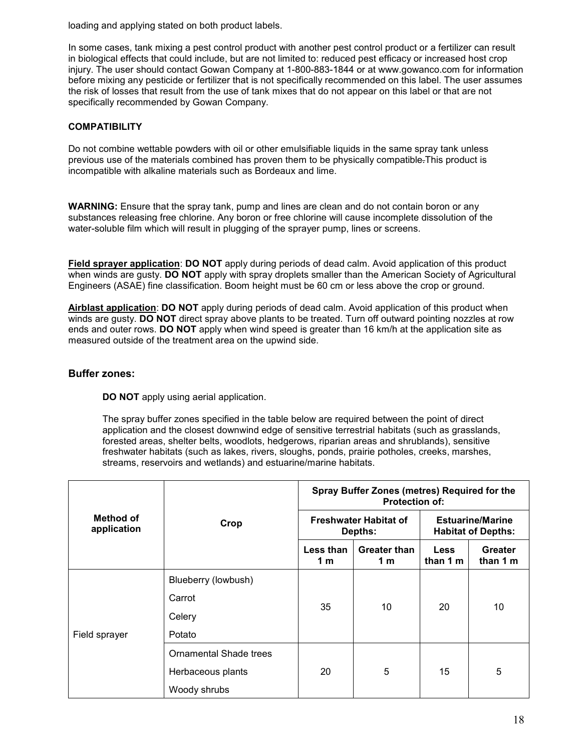loading and applying stated on both product labels.

In some cases, tank mixing a pest control product with another pest control product or a fertilizer can result in biological effects that could include, but are not limited to: reduced pest efficacy or increased host crop injury. The user should contact Gowan Company at 1-800-883-1844 or at www.gowanco.com for information before mixing any pesticide or fertilizer that is not specifically recommended on this label. The user assumes the risk of losses that result from the use of tank mixes that do not appear on this label or that are not specifically recommended by Gowan Company.

**COMPATIBILITY**

Do not combine wettable powders with oil or other emulsifiable liquids in the same spray tank unless previous use of the materials combined has proven them to be physically compatible. This product is incompatible with alkaline materials such as Bordeaux and lime.

**WARNING:** Ensure that the spray tank, pump and lines are clean and do not contain boron or any substances releasing free chlorine. Any boron or free chlorine will cause incomplete dissolution of the water-soluble film which will result in plugging of the sprayer pump, lines or screens.

**Field sprayer application**: **DO NOT** apply during periods of dead calm. Avoid application of this product when winds are gusty. **DO NOT** apply with spray droplets smaller than the American Society of Agricultural Engineers (ASAE) fine classification. Boom height must be 60 cm or less above the crop or ground.

**Airblast application**: **DO NOT** apply during periods of dead calm. Avoid application of this product when winds are gusty. **DO NOT** direct spray above plants to be treated. Turn off outward pointing nozzles at row ends and outer rows. **DO NOT** apply when wind speed is greater than 16 km/h at the application site as measured outside of the treatment area on the upwind side.

## Buffer zones:

**DO NOT** apply using aerial application.

The spray buffer zones specified in the table below are required between the point of direct application and the closest downwind edge of sensitive terrestrial habitats (such as grasslands, forested areas, shelter belts, woodlots, hedgerows, riparian areas and shrublands), sensitive freshwater habitats (such as lakes, rivers, sloughs, ponds, prairie potholes, creeks, marshes, streams, reservoirs and wetlands) and estuarine/marine habitats.

| Method of application | Crop | Spray Buffer Zones (metres) Required for the Protection of: | | | |
|---|---|---|---|---|---|
| | | Freshwater Habitat of Depths: | | Estuarine/Marine Habitat of Depths: | |
| | | Less than 1 m | Greater than 1 m | Less than 1 m | Greater than 1 m |
| Field sprayer | Blueberry (lowbush)<br>Carrot<br>Celery<br>Potato | 35 | 10 | 20 | 10 |
| | Ornamental Shade trees<br>Herbaceous plants<br>Woody shrubs | 20 | 5 | 15 | 5 |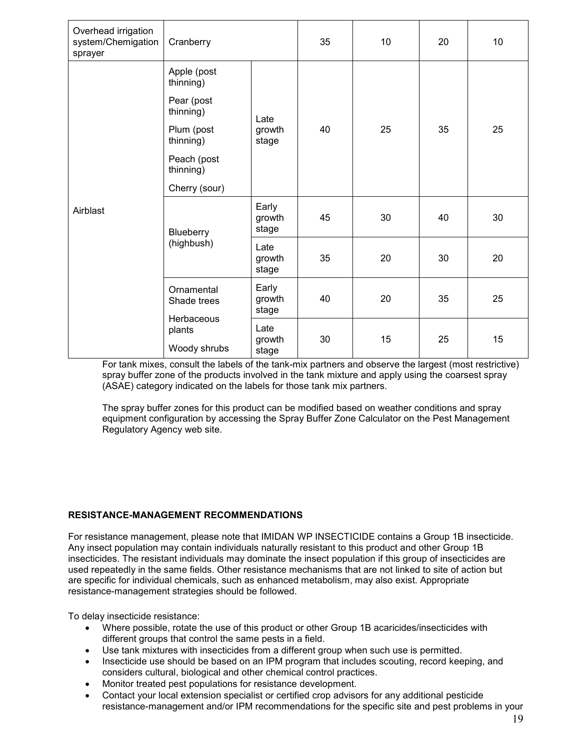| Overhead irrigation system/Chemigation sprayer | Cranberry | | 35 | 10 | 20 | 10 |
|---|---|---|---|---|---|---|
| Airblast | Apple (post thinning)<br>Pear (post thinning)<br>Plum (post thinning)<br>Peach (post thinning)<br>Cherry (sour) | Late growth stage | 40 | 25 | 35 | 25 |
| | Blueberry (highbush) | Early growth stage | 45 | 30 | 40 | 30 |
| | | Late growth stage | 35 | 20 | 30 | 20 |
| | Ornamental Shade trees<br>Herbaceous plants<br>Woody shrubs | Early growth stage | 40 | 20 | 35 | 25 |
| | | Late growth stage | 30 | 15 | 25 | 15 |

For tank mixes, consult the labels of the tank-mix partners and observe the largest (most restrictive) spray buffer zone of the products involved in the tank mixture and apply using the coarsest spray (ASAE) category indicated on the labels for those tank mix partners.

The spray buffer zones for this product can be modified based on weather conditions and spray equipment configuration by accessing the Spray Buffer Zone Calculator on the Pest Management Regulatory Agency web site.

**RESISTANCE-MANAGEMENT RECOMMENDATIONS**

For resistance management, please note that IMIDAN WP INSECTICIDE contains a Group 1B insecticide. Any insect population may contain individuals naturally resistant to this product and other Group 1B insecticides. The resistant individuals may dominate the insect population if this group of insecticides are used repeatedly in the same fields. Other resistance mechanisms that are not linked to site of action but are specific for individual chemicals, such as enhanced metabolism, may also exist. Appropriate resistance-management strategies should be followed.

To delay insecticide resistance:

- Where possible, rotate the use of this product or other Group 1B acaricides/insecticides with different groups that control the same pests in a field.
- Use tank mixtures with insecticides from a different group when such use is permitted.
- Insecticide use should be based on an IPM program that includes scouting, record keeping, and considers cultural, biological and other chemical control practices.
- Monitor treated pest populations for resistance development.
- Contact your local extension specialist or certified crop advisors for any additional pesticide resistance-management and/or IPM recommendations for the specific site and pest problems in your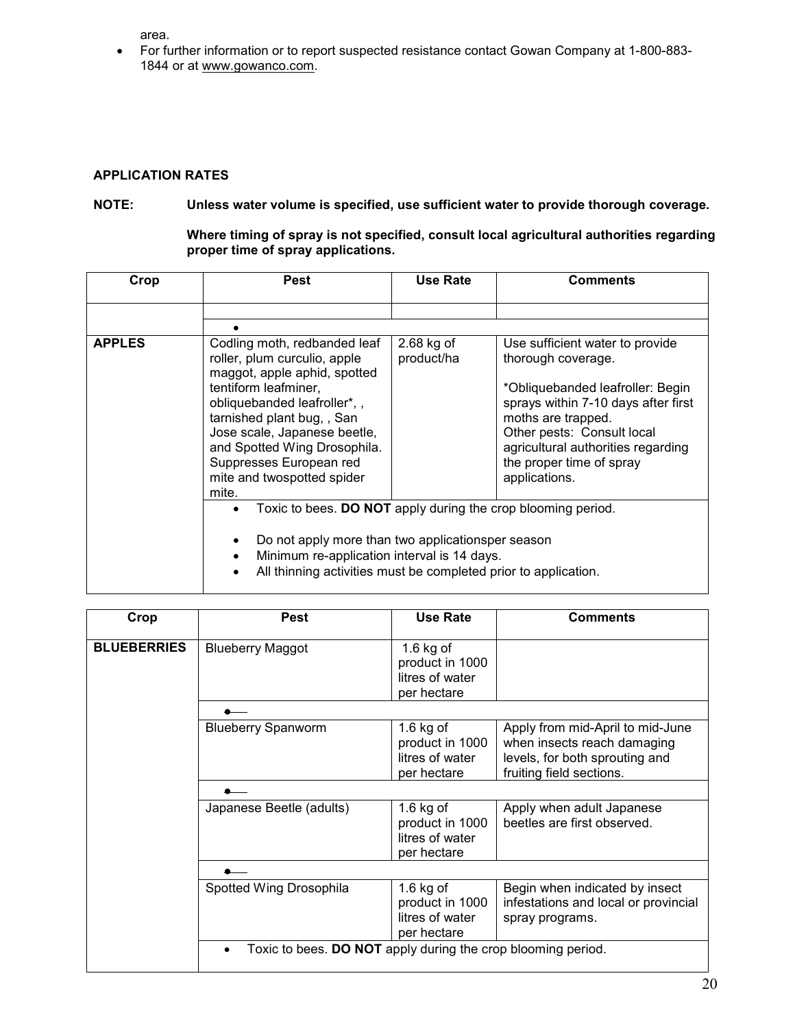area.

- For further information or to report suspected resistance contact Gowan Company at 1-800-883-1844 or at www.gowanco.com.

**APPLICATION RATES**

**NOTE: Unless water volume is specified, use sufficient water to provide thorough coverage.**

**Where timing of spray is not specified, consult local agricultural authorities regarding proper time of spray applications.**

| Crop | Pest | Use Rate | Comments |
|---|---|---|---|
| | | | |
| | • | | |
| **APPLES** | Codling moth, redbanded leaf roller, plum curculio, apple maggot, apple aphid, spotted tentiform leafminer, obliquebanded leafroller*, , tarnished plant bug, , San Jose scale, Japanese beetle, and Spotted Wing Drosophila. Suppresses European red mite and twospotted spider mite. | 2.68 kg of product/ha | Use sufficient water to provide thorough coverage.<br><br>*Obliquebanded leafroller: Begin sprays within 7-10 days after first moths are trapped.<br>Other pests: Consult local agricultural authorities regarding the proper time of spray applications. |
| | • Toxic to bees. **DO NOT** apply during the crop blooming period.<br>• Do not apply more than two applicationsper season<br>• Minimum re-application interval is 14 days.<br>• All thinning activities must be completed prior to application. | | |

| Crop | Pest | Use Rate | Comments |
|---|---|---|---|
| **BLUEBERRIES** | Blueberry Maggot | 1.6 kg of product in 1000 litres of water per hectare | |
| | • | | |
| | Blueberry Spanworm | 1.6 kg of product in 1000 litres of water per hectare | Apply from mid-April to mid-June when insects reach damaging levels, for both sprouting and fruiting field sections. |
| | • | | |
| | Japanese Beetle (adults) | 1.6 kg of product in 1000 litres of water per hectare | Apply when adult Japanese beetles are first observed. |
| | • | | |
| | Spotted Wing Drosophila | 1.6 kg of product in 1000 litres of water per hectare | Begin when indicated by insect infestations and local or provincial spray programs. |
| | • Toxic to bees. **DO NOT** apply during the crop blooming period. | | |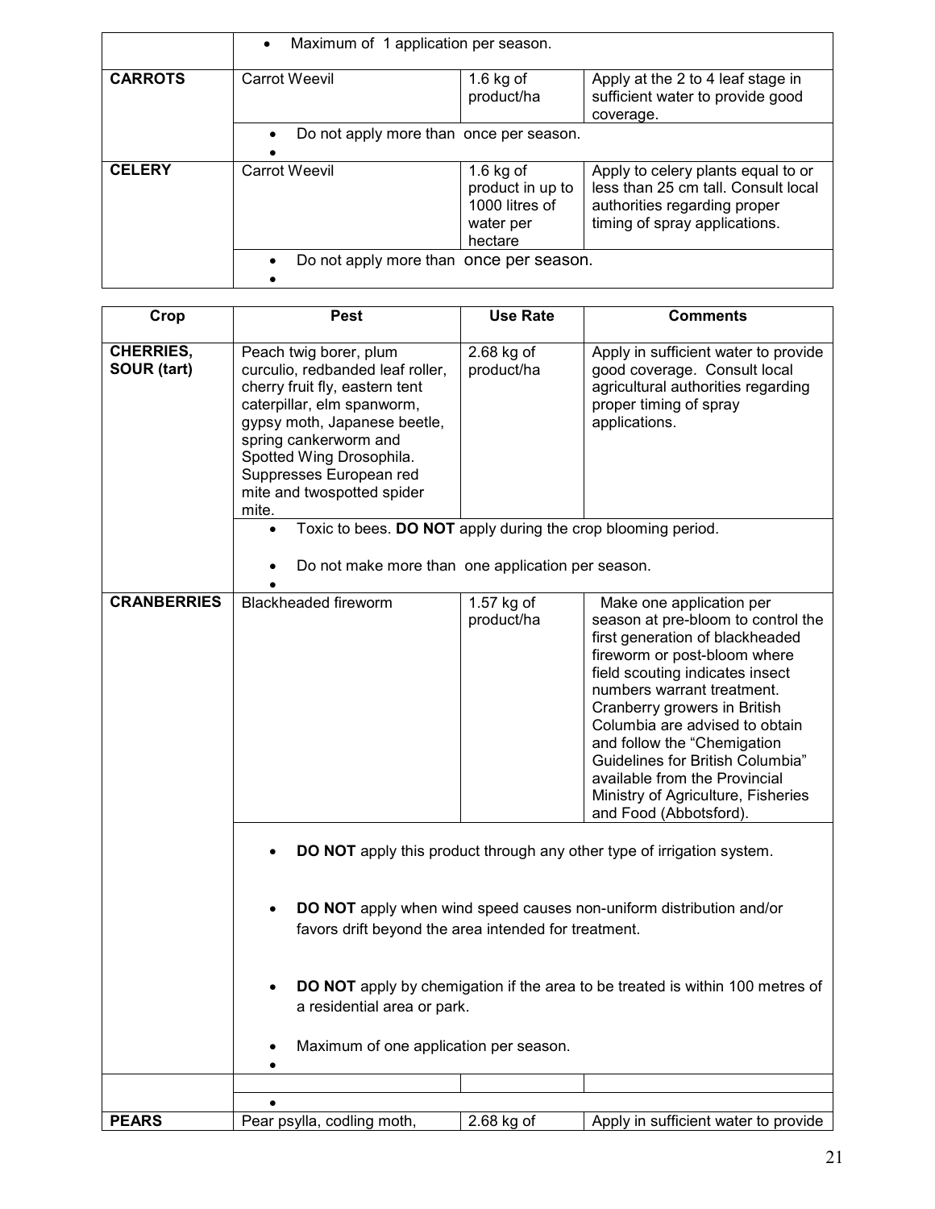| | | | |
|---|---|---|---|
| | • Maximum of 1 application per season. | | |
| **CARROTS** | Carrot Weevil | 1.6 kg of product/ha | Apply at the 2 to 4 leaf stage in sufficient water to provide good coverage. |
| | • Do not apply more than once per season. | | |
| **CELERY** | Carrot Weevil | 1.6 kg of product in up to 1000 litres of water per hectare | Apply to celery plants equal to or less than 25 cm tall. Consult local authorities regarding proper timing of spray applications. |
| | • Do not apply more than once per season. | | |

| Crop | Pest | Use Rate | Comments |
|---|---|---|---|
| **CHERRIES, SOUR (tart)** | Peach twig borer, plum curculio, redbanded leaf roller, cherry fruit fly, eastern tent caterpillar, elm spanworm, gypsy moth, Japanese beetle, spring cankerworm and Spotted Wing Drosophila. Suppresses European red mite and twospotted spider mite. | 2.68 kg of product/ha | Apply in sufficient water to provide good coverage. Consult local agricultural authorities regarding proper timing of spray applications. |
| | • Toxic to bees. **DO NOT** apply during the crop blooming period. • Do not make more than one application per season. | | |
| **CRANBERRIES** | Blackheaded fireworm | 1.57 kg of product/ha | Make one application per season at pre-bloom to control the first generation of blackheaded fireworm or post-bloom where field scouting indicates insect numbers warrant treatment. Cranberry growers in British Columbia are advised to obtain and follow the "Chemigation Guidelines for British Columbia" available from the Provincial Ministry of Agriculture, Fisheries and Food (Abbotsford). |
| | • **DO NOT** apply this product through any other type of irrigation system. • **DO NOT** apply when wind speed causes non-uniform distribution and/or favors drift beyond the area intended for treatment. • **DO NOT** apply by chemigation if the area to be treated is within 100 metres of a residential area or park. • Maximum of one application per season. | | |
| | | | |
| | | | |
| **PEARS** | Pear psylla, codling moth, | 2.68 kg of | Apply in sufficient water to provide |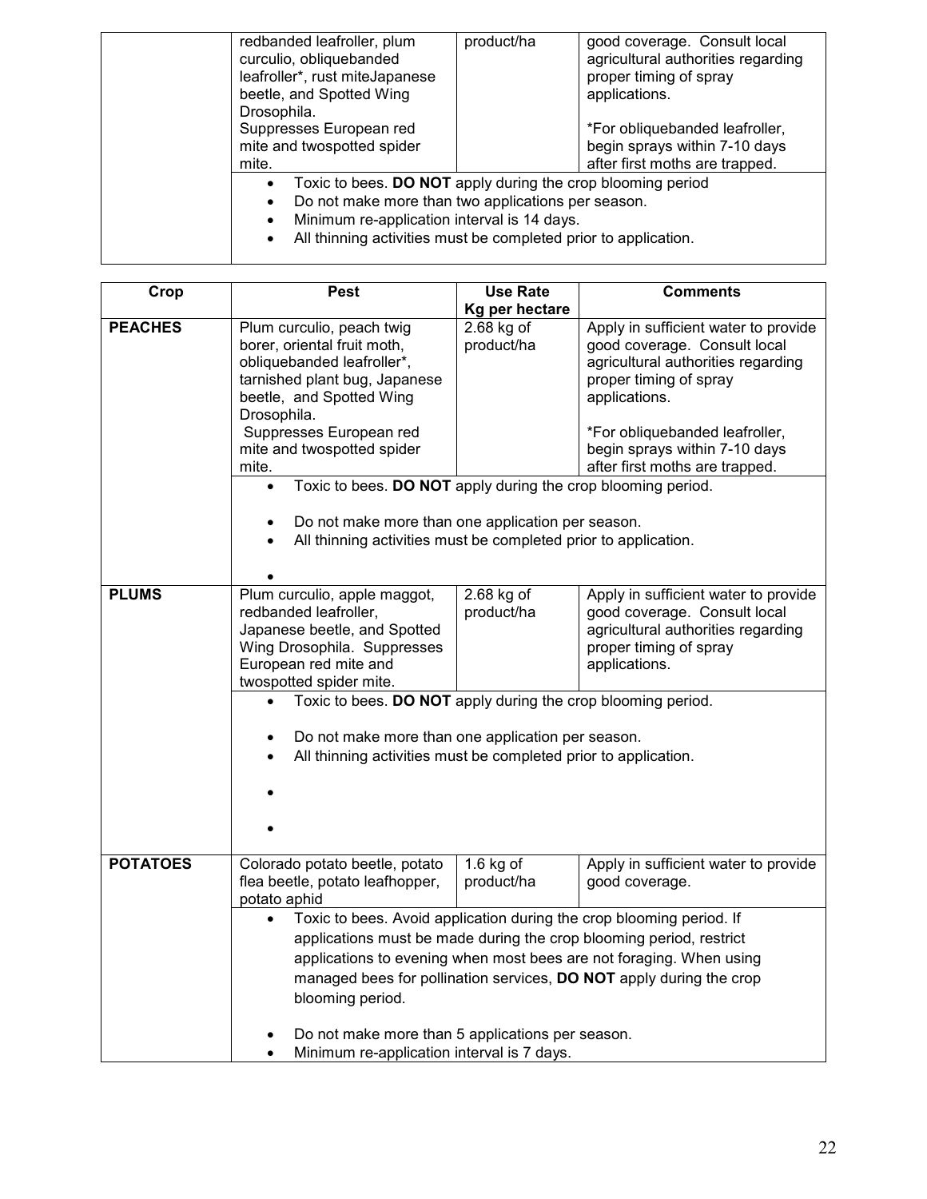| | | | |
|---|---|---|---|
| | redbanded leafroller, plum curculio, obliquebanded leafroller*, rust miteJapanese beetle, and Spotted Wing Drosophila. Suppresses European red mite and twospotted spider mite. | product/ha | good coverage. Consult local agricultural authorities regarding proper timing of spray applications. *For obliquebanded leafroller, begin sprays within 7-10 days after first moths are trapped. |
| | • Toxic to bees. **DO NOT** apply during the crop blooming period • Do not make more than two applications per season. • Minimum re-application interval is 14 days. • All thinning activities must be completed prior to application. | | |

| Crop | Pest | Use Rate Kg per hectare | Comments |
|---|---|---|---|
| **PEACHES** | Plum curculio, peach twig borer, oriental fruit moth, obliquebanded leafroller*, tarnished plant bug, Japanese beetle, and Spotted Wing Drosophila. Suppresses European red mite and twospotted spider mite. | 2.68 kg of product/ha | Apply in sufficient water to provide good coverage. Consult local agricultural authorities regarding proper timing of spray applications. *For obliquebanded leafroller, begin sprays within 7-10 days after first moths are trapped. |
| | • Toxic to bees. **DO NOT** apply during the crop blooming period. • Do not make more than one application per season. • All thinning activities must be completed prior to application. | | |
| **PLUMS** | Plum curculio, apple maggot, redbanded leafroller, Japanese beetle, and Spotted Wing Drosophila. Suppresses European red mite and twospotted spider mite. | 2.68 kg of product/ha | Apply in sufficient water to provide good coverage. Consult local agricultural authorities regarding proper timing of spray applications. |
| | • Toxic to bees. **DO NOT** apply during the crop blooming period. • Do not make more than one application per season. • All thinning activities must be completed prior to application. | | |
| **POTATOES** | Colorado potato beetle, potato flea beetle, potato leafhopper, potato aphid | 1.6 kg of product/ha | Apply in sufficient water to provide good coverage. |
| | • Toxic to bees. Avoid application during the crop blooming period. If applications must be made during the crop blooming period, restrict applications to evening when most bees are not foraging. When using managed bees for pollination services, **DO NOT** apply during the crop blooming period. • Do not make more than 5 applications per season. • Minimum re-application interval is 7 days. | | |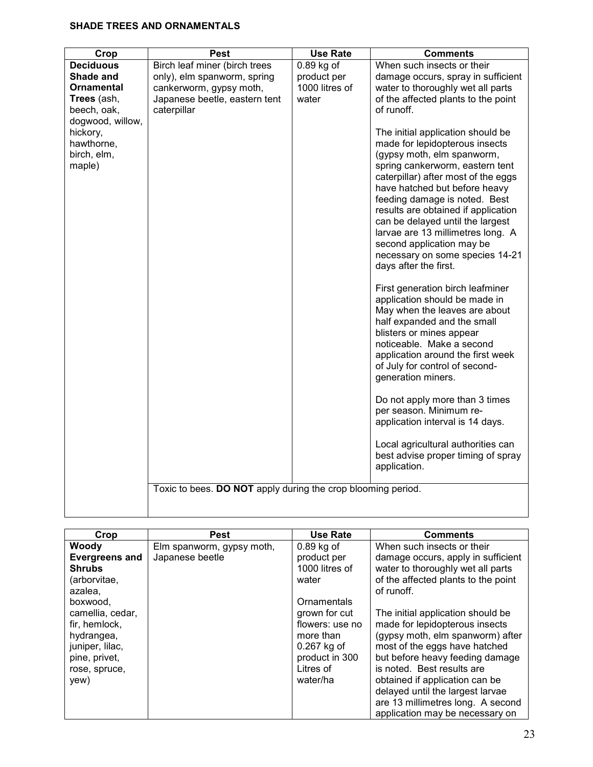**SHADE TREES AND ORNAMENTALS**

| Crop | Pest | Use Rate | Comments |
|---|---|---|---|
| **Deciduous Shade and Ornamental Trees** (ash, beech, oak, dogwood, willow, hickory, hawthorne, birch, elm, maple) | Birch leaf miner (birch trees only), elm spanworm, spring cankerworm, gypsy moth, Japanese beetle, eastern tent caterpillar | 0.89 kg of product per 1000 litres of water | When such insects or their damage occurs, spray in sufficient water to thoroughly wet all parts of the affected plants to the point of runoff.<br><br>The initial application should be made for lepidopterous insects (gypsy moth, elm spanworm, spring cankerworm, eastern tent caterpillar) after most of the eggs have hatched but before heavy feeding damage is noted. Best results are obtained if application can be delayed until the largest larvae are 13 millimetres long. A second application may be necessary on some species 14-21 days after the first.<br><br>First generation birch leafminer application should be made in May when the leaves are about half expanded and the small blisters or mines appear noticeable. Make a second application around the first week of July for control of second-generation miners.<br><br>Do not apply more than 3 times per season. Minimum re-application interval is 14 days.<br><br>Local agricultural authorities can best advise proper timing of spray application. |
| | Toxic to bees. **DO NOT** apply during the crop blooming period. | | |

| Crop | Pest | Use Rate | Comments |
|---|---|---|---|
| **Woody Evergreens and Shrubs** (arborvitae, azalea, boxwood, camellia, cedar, fir, hemlock, hydrangea, juniper, lilac, pine, privet, rose, spruce, yew) | Elm spanworm, gypsy moth, Japanese beetle | 0.89 kg of product per 1000 litres of water<br><br>Ornamentals grown for cut flowers: use no more than 0.267 kg of product in 300 Litres of water/ha | When such insects or their damage occurs, apply in sufficient water to thoroughly wet all parts of the affected plants to the point of runoff.<br><br>The initial application should be made for lepidopterous insects (gypsy moth, elm spanworm) after most of the eggs have hatched but before heavy feeding damage is noted. Best results are obtained if application can be delayed until the largest larvae are 13 millimetres long. A second application may be necessary on |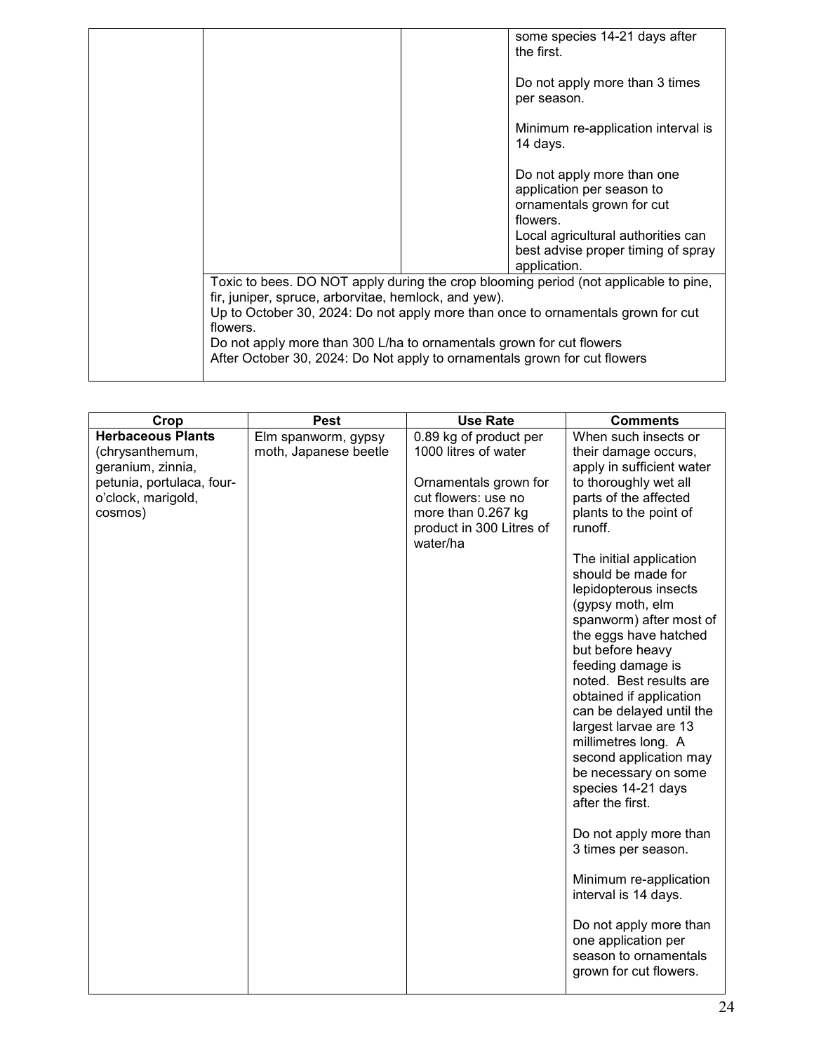| | | | |
|---|---|---|---|
| | | | some species 14-21 days after the first.<br><br>Do not apply more than 3 times per season.<br><br>Minimum re-application interval is 14 days.<br><br>Do not apply more than one application per season to ornamentals grown for cut flowers.<br>Local agricultural authorities can best advise proper timing of spray application. |
| | Toxic to bees. DO NOT apply during the crop blooming period (not applicable to pine, fir, juniper, spruce, arborvitae, hemlock, and yew).<br>Up to October 30, 2024: Do not apply more than once to ornamentals grown for cut flowers.<br>Do not apply more than 300 L/ha to ornamentals grown for cut flowers<br>After October 30, 2024: Do Not apply to ornamentals grown for cut flowers | | |

| Crop | Pest | Use Rate | Comments |
|---|---|---|---|
| **Herbaceous Plants** (chrysanthemum, geranium, zinnia, petunia, portulaca, four-o'clock, marigold, cosmos) | Elm spanworm, gypsy moth, Japanese beetle | 0.89 kg of product per 1000 litres of water<br><br>Ornamentals grown for cut flowers: use no more than 0.267 kg product in 300 Litres of water/ha | When such insects or their damage occurs, apply in sufficient water to thoroughly wet all parts of the affected plants to the point of runoff.<br><br>The initial application should be made for lepidopterous insects (gypsy moth, elm spanworm) after most of the eggs have hatched but before heavy feeding damage is noted. Best results are obtained if application can be delayed until the largest larvae are 13 millimetres long. A second application may be necessary on some species 14-21 days after the first.<br><br>Do not apply more than 3 times per season.<br><br>Minimum re-application interval is 14 days.<br><br>Do not apply more than one application per season to ornamentals grown for cut flowers. |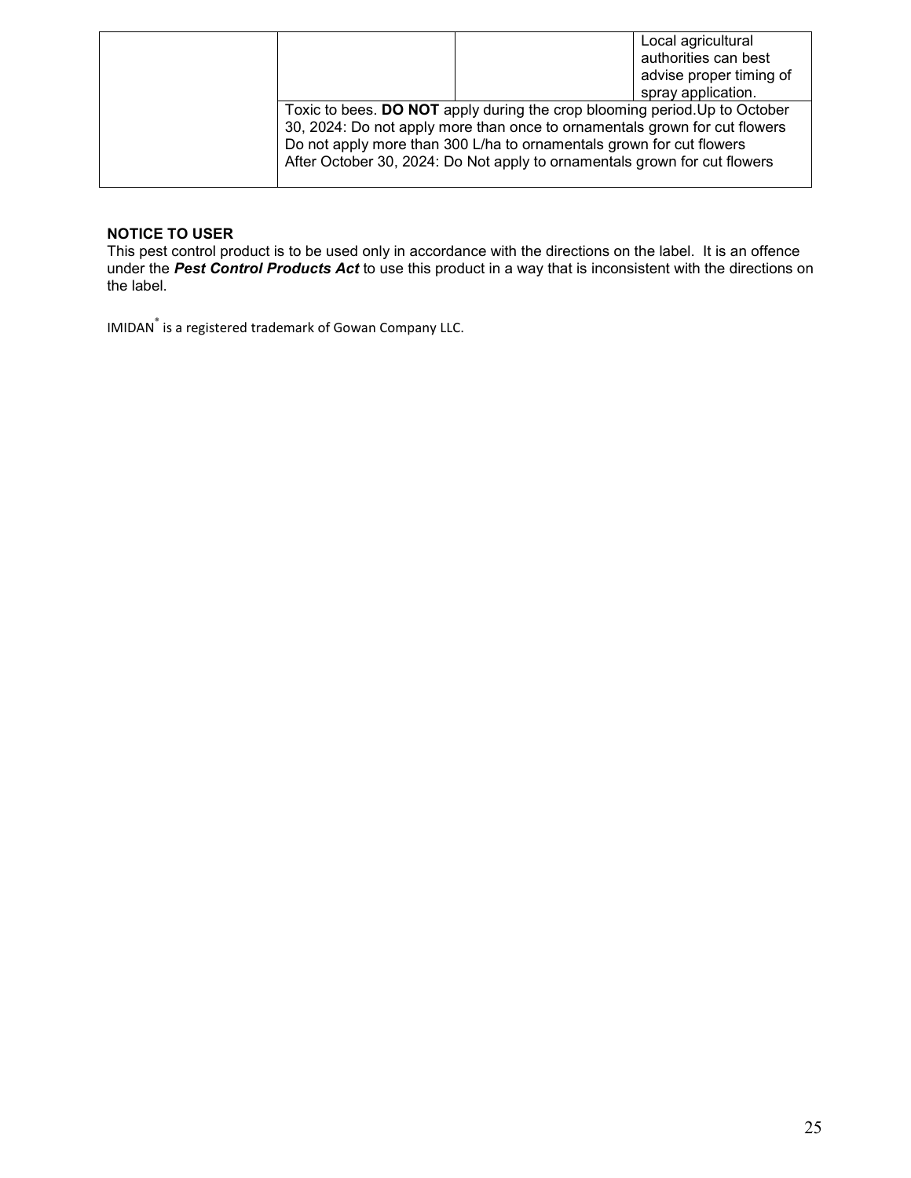| | | | |
|---|---|---|---|
| | | | Local agricultural authorities can best advise proper timing of spray application. |
| | Toxic to bees. **DO NOT** apply during the crop blooming period.Up to October 30, 2024: Do not apply more than once to ornamentals grown for cut flowers Do not apply more than 300 L/ha to ornamentals grown for cut flowers After October 30, 2024: Do Not apply to ornamentals grown for cut flowers | | |

**NOTICE TO USER**

This pest control product is to be used only in accordance with the directions on the label. It is an offence under the ***Pest Control Products Act*** to use this product in a way that is inconsistent with the directions on the label.

IMIDAN® is a registered trademark of Gowan Company LLC.